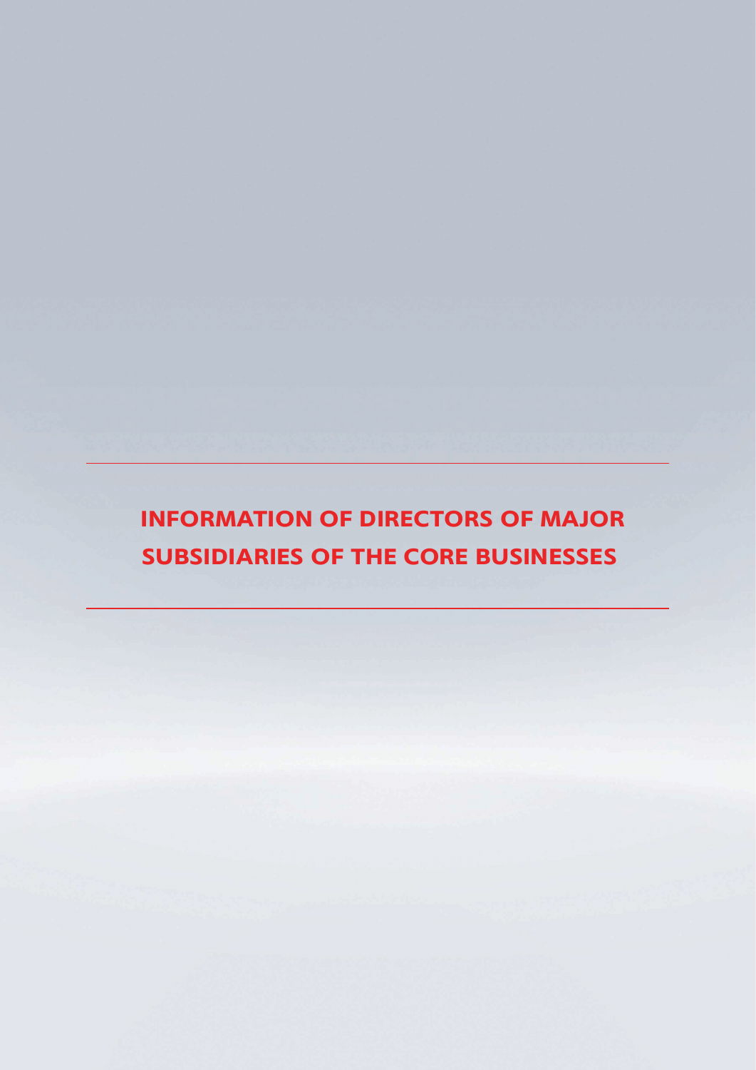# INFORMATION OF DIRECTORS OF MAJOR SUBSIDIARIES OF THE CORE BUSINESSES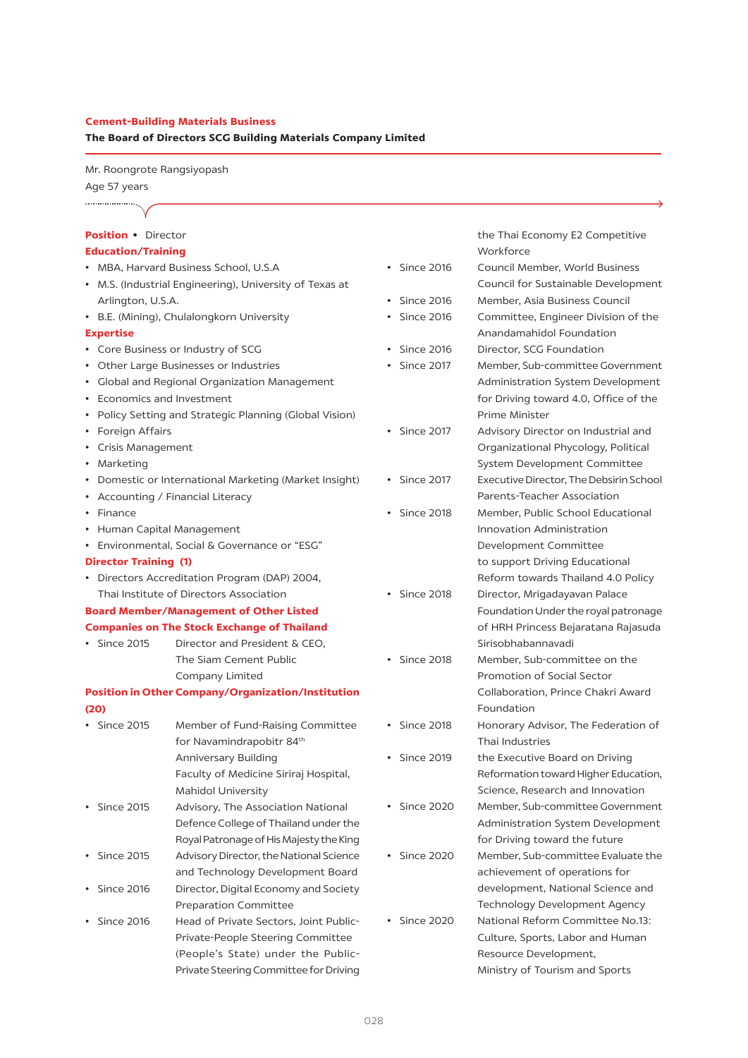**Cement-Building Materials Business**

**The Board of Directors SCG Building Materials Company Limited**

Mr. Roongrote Rangsiyopash

Age 57 years

**Position** • Director

**Education/Training**

- MBA, Harvard Business School, U.S.A
- M.S. (Industrial Engineering), University of Texas at Arlington, U.S.A.
- B.E. (Mining), Chulalongkorn University

**Expertise**

- Core Business or Industry of SCG
- Other Large Businesses or Industries
- Global and Regional Organization Management
- Economics and Investment
- Policy Setting and Strategic Planning (Global Vision)
- Foreign Affairs
- Crisis Management
- Marketing
- Domestic or International Marketing (Market Insight)
- Accounting / Financial Literacy
- Finance
- Human Capital Management
- Environmental, Social & Governance or "ESG"

**Director Training (1)**

- Directors Accreditation Program (DAP) 2004, Thai Institute of Directors Association

**Board Member/Management of Other Listed Companies on The Stock Exchange of Thailand**

- Since 2015 Director and President & CEO, The Siam Cement Public Company Limited

**Position in Other Company/Organization/Institution (20)**

- Since 2015 Member of Fund-Raising Committee for Navamindrapobitr 84th Anniversary Building Faculty of Medicine Siriraj Hospital, Mahidol University
- Since 2015 Advisory, The Association National Defence College of Thailand under the Royal Patronage of His Majesty the King
- Since 2015 Advisory Director, the National Science and Technology Development Board
- Since 2016 Director, Digital Economy and Society Preparation Committee
- Since 2016 Head of Private Sectors, Joint Public-Private-People Steering Committee (People's State) under the Public-Private Steering Committee for Driving the Thai Economy E2 Competitive Workforce
- Since 2016 Council Member, World Business Council for Sustainable Development
- Since 2016 Member, Asia Business Council
- Since 2016 Committee, Engineer Division of the Anandamahidol Foundation
- Since 2016 Director, SCG Foundation
- Since 2017 Member, Sub-committee Government Administration System Development for Driving toward 4.0, Office of the Prime Minister
- Since 2017 Advisory Director on Industrial and Organizational Phycology, Political System Development Committee
- Since 2017 Executive Director, The Debsirin School Parents-Teacher Association
- Since 2018 Member, Public School Educational Innovation Administration Development Committee to support Driving Educational Reform towards Thailand 4.0 Policy
- Since 2018 Director, Mrigadayavan Palace Foundation Under the royal patronage of HRH Princess Bejaratana Rajasuda Sirisobhabannavadi
- Since 2018 Member, Sub-committee on the Promotion of Social Sector Collaboration, Prince Chakri Award Foundation
- Since 2018 Honorary Advisor, The Federation of Thai Industries
- Since 2019 the Executive Board on Driving Reformation toward Higher Education, Science, Research and Innovation
- Since 2020 Member, Sub-committee Government Administration System Development for Driving toward the future
- Since 2020 Member, Sub-committee Evaluate the achievement of operations for development, National Science and Technology Development Agency
- Since 2020 National Reform Committee No.13: Culture, Sports, Labor and Human Resource Development, Ministry of Tourism and Sports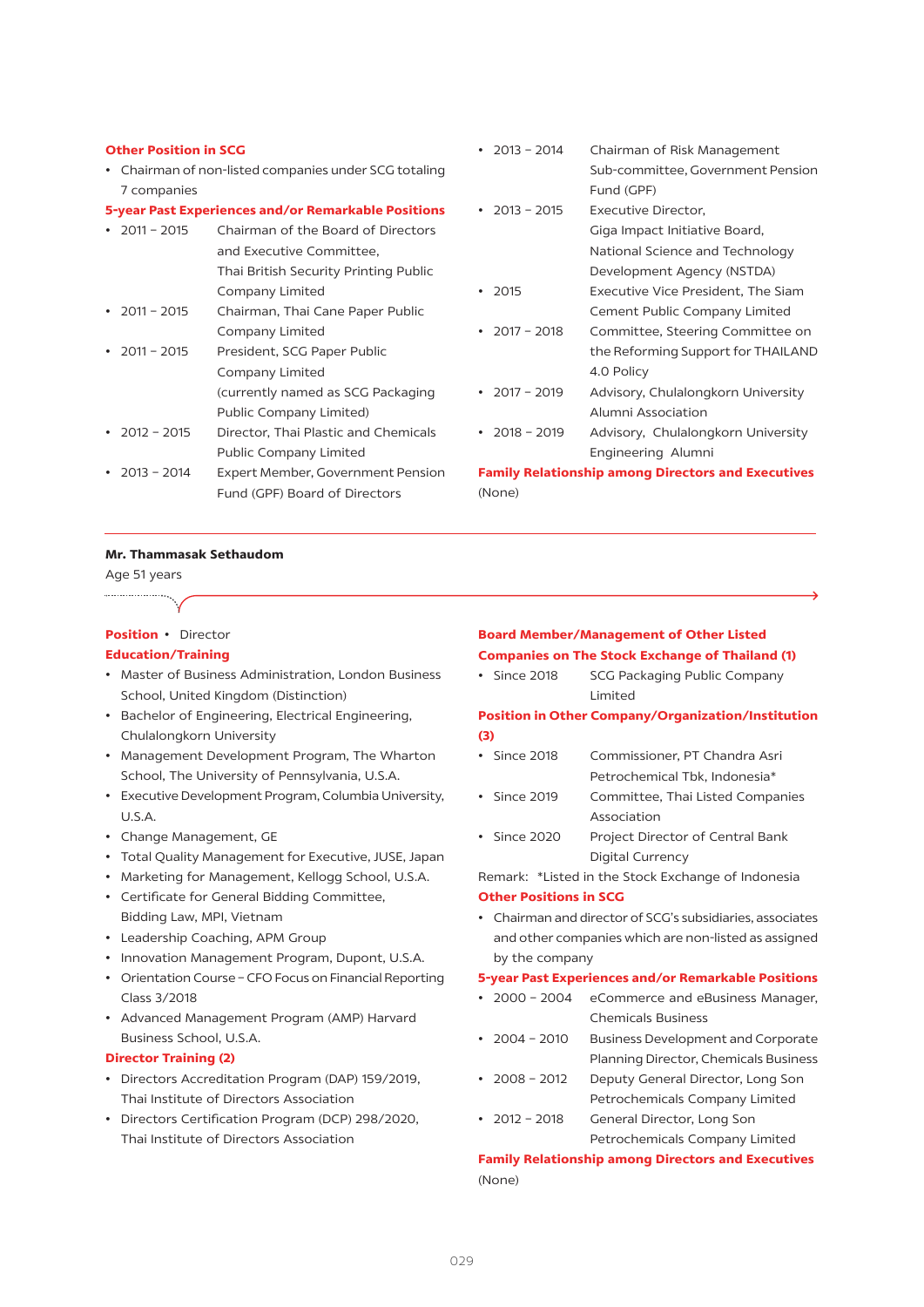**Other Position in SCG**

- Chairman of non-listed companies under SCG totaling 7 companies

**5-year Past Experiences and/or Remarkable Positions**

- 2011 – 2015 Chairman of the Board of Directors and Executive Committee, Thai British Security Printing Public Company Limited
- 2011 – 2015 Chairman, Thai Cane Paper Public Company Limited
- 2011 – 2015 President, SCG Paper Public Company Limited (currently named as SCG Packaging Public Company Limited)
- 2012 – 2015 Director, Thai Plastic and Chemicals Public Company Limited
- 2013 – 2014 Expert Member, Government Pension Fund (GPF) Board of Directors
- 2013 – 2014 Chairman of Risk Management Sub-committee, Government Pension Fund (GPF)
- 2013 – 2015 Executive Director, Giga Impact Initiative Board, National Science and Technology Development Agency (NSTDA)
- 2015 Executive Vice President, The Siam Cement Public Company Limited
- 2017 – 2018 Committee, Steering Committee on the Reforming Support for THAILAND 4.0 Policy
- 2017 – 2019 Advisory, Chulalongkorn University Alumni Association
- 2018 – 2019 Advisory, Chulalongkorn University Engineering Alumni

**Family Relationship among Directors and Executives**

(None)

---

**Mr. Thammasak Sethaudom**

Age 51 years

**Position** • Director

**Education/Training**

- Master of Business Administration, London Business School, United Kingdom (Distinction)
- Bachelor of Engineering, Electrical Engineering, Chulalongkorn University
- Management Development Program, The Wharton School, The University of Pennsylvania, U.S.A.
- Executive Development Program, Columbia University, U.S.A.
- Change Management, GE
- Total Quality Management for Executive, JUSE, Japan
- Marketing for Management, Kellogg School, U.S.A.
- Certificate for General Bidding Committee, Bidding Law, MPI, Vietnam
- Leadership Coaching, APM Group
- Innovation Management Program, Dupont, U.S.A.
- Orientation Course – CFO Focus on Financial Reporting Class 3/2018
- Advanced Management Program (AMP) Harvard Business School, U.S.A.

**Director Training (2)**

- Directors Accreditation Program (DAP) 159/2019, Thai Institute of Directors Association
- Directors Certification Program (DCP) 298/2020, Thai Institute of Directors Association

**Board Member/Management of Other Listed Companies on The Stock Exchange of Thailand (1)**

- Since 2018 SCG Packaging Public Company Limited

**Position in Other Company/Organization/Institution (3)**

- Since 2018 Commissioner, PT Chandra Asri Petrochemical Tbk, Indonesia*
- Since 2019 Committee, Thai Listed Companies Association
- Since 2020 Project Director of Central Bank Digital Currency

Remark: *Listed in the Stock Exchange of Indonesia

**Other Positions in SCG**

- Chairman and director of SCG's subsidiaries, associates and other companies which are non-listed as assigned by the company

**5-year Past Experiences and/or Remarkable Positions**

- 2000 – 2004 eCommerce and eBusiness Manager, Chemicals Business
- 2004 – 2010 Business Development and Corporate Planning Director, Chemicals Business
- 2008 – 2012 Deputy General Director, Long Son Petrochemicals Company Limited
- 2012 – 2018 General Director, Long Son Petrochemicals Company Limited

**Family Relationship among Directors and Executives**

(None)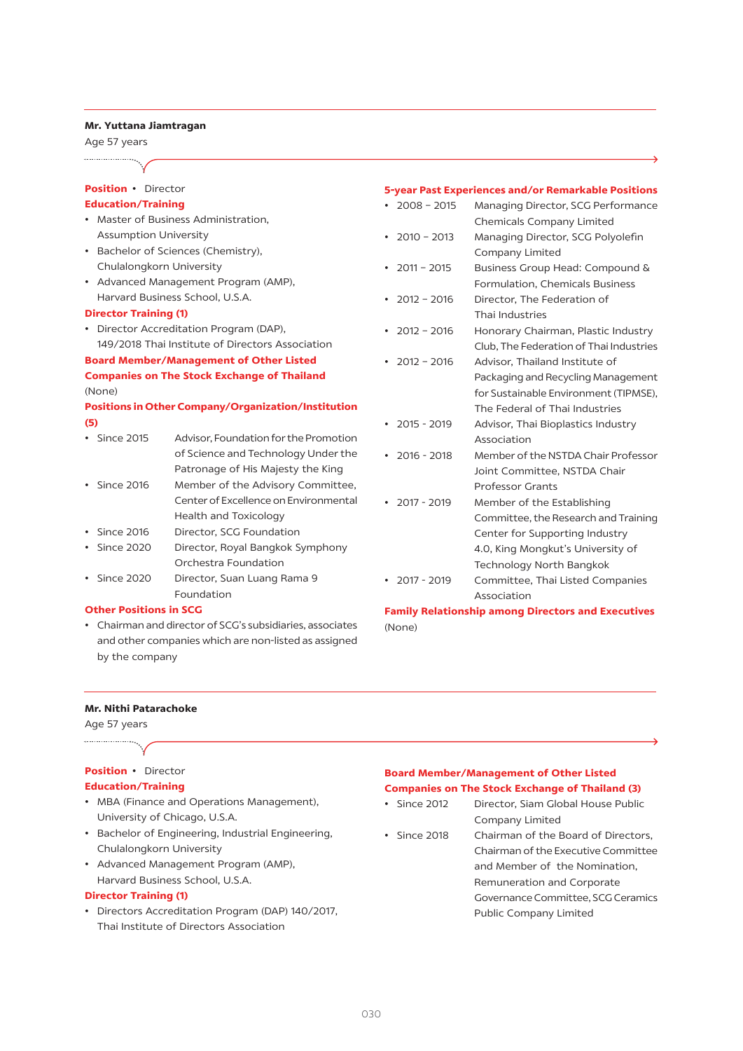**Mr. Yuttana Jiamtragan**

Age 57 years

**Position** • Director

**Education/Training**

- Master of Business Administration, Assumption University
- Bachelor of Sciences (Chemistry), Chulalongkorn University
- Advanced Management Program (AMP), Harvard Business School, U.S.A.

**Director Training (1)**

- Director Accreditation Program (DAP), 149/2018 Thai Institute of Directors Association

**Board Member/Management of Other Listed Companies on The Stock Exchange of Thailand**

(None)

**Positions in Other Company/Organization/Institution (5)**

- Since 2015 Advisor, Foundation for the Promotion of Science and Technology Under the Patronage of His Majesty the King
- Since 2016 Member of the Advisory Committee, Center of Excellence on Environmental Health and Toxicology
- Since 2016 Director, SCG Foundation
- Since 2020 Director, Royal Bangkok Symphony Orchestra Foundation
- Since 2020 Director, Suan Luang Rama 9 Foundation

**Other Positions in SCG**

- Chairman and director of SCG's subsidiaries, associates and other companies which are non-listed as assigned by the company

**5-year Past Experiences and/or Remarkable Positions**

- 2008 – 2015 Managing Director, SCG Performance Chemicals Company Limited
- 2010 – 2013 Managing Director, SCG Polyolefin Company Limited
- 2011 – 2015 Business Group Head: Compound & Formulation, Chemicals Business
- 2012 – 2016 Director, The Federation of Thai Industries
- 2012 – 2016 Honorary Chairman, Plastic Industry Club, The Federation of Thai Industries
- 2012 – 2016 Advisor, Thailand Institute of Packaging and Recycling Management for Sustainable Environment (TIPMSE), The Federal of Thai Industries
- 2015 – 2019 Advisor, Thai Bioplastics Industry Association
- 2016 - 2018 Member of the NSTDA Chair Professor Joint Committee, NSTDA Chair Professor Grants
- 2017 - 2019 Member of the Establishing Committee, the Research and Training Center for Supporting Industry 4.0, King Mongkut's University of Technology North Bangkok
- 2017 - 2019 Committee, Thai Listed Companies Association

**Family Relationship among Directors and Executives**

(None)

---

**Mr. Nithi Patarachoke**

Age 57 years

**Position** • Director

**Education/Training**

- MBA (Finance and Operations Management), University of Chicago, U.S.A.
- Bachelor of Engineering, Industrial Engineering, Chulalongkorn University
- Advanced Management Program (AMP), Harvard Business School, U.S.A.

**Director Training (1)**

- Directors Accreditation Program (DAP) 140/2017, Thai Institute of Directors Association

**Board Member/Management of Other Listed Companies on The Stock Exchange of Thailand (3)**

- Since 2012 Director, Siam Global House Public Company Limited
- Since 2018 Chairman of the Board of Directors, Chairman of the Executive Committee and Member of the Nomination, Remuneration and Corporate Governance Committee, SCG Ceramics Public Company Limited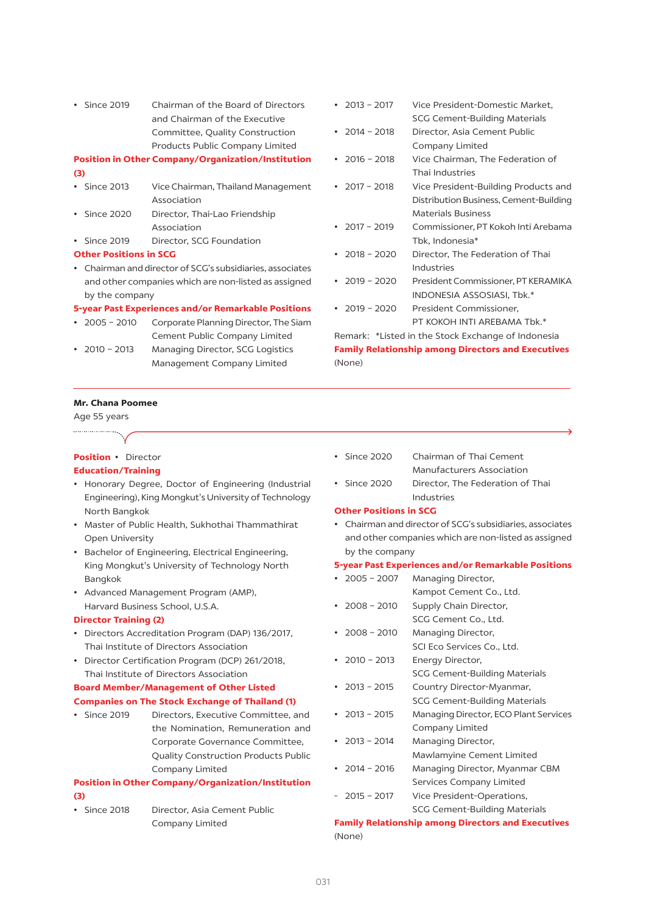- Since 2019 Chairman of the Board of Directors and Chairman of the Executive Committee, Quality Construction Products Public Company Limited

**Position in Other Company/Organization/Institution (3)**

- Since 2013 Vice Chairman, Thailand Management Association
- Since 2020 Director, Thai-Lao Friendship Association
- Since 2019 Director, SCG Foundation

**Other Positions in SCG**

- Chairman and director of SCG's subsidiaries, associates and other companies which are non-listed as assigned by the company

**5-year Past Experiences and/or Remarkable Positions**

- 2005 – 2010 Corporate Planning Director, The Siam Cement Public Company Limited
- 2010 – 2013 Managing Director, SCG Logistics Management Company Limited
- 2013 – 2017 Vice President-Domestic Market, SCG Cement-Building Materials
- 2014 – 2018 Director, Asia Cement Public Company Limited
- 2016 – 2018 Vice Chairman, The Federation of Thai Industries
- 2017 – 2018 Vice President-Building Products and Distribution Business, Cement-Building Materials Business
- 2017 – 2019 Commissioner, PT Kokoh Inti Arebama Tbk, Indonesia*
- 2018 – 2020 Director, The Federation of Thai Industries
- 2019 – 2020 President Commissioner, PT KERAMIKA INDONESIA ASSOSIASI, Tbk.*
- 2019 – 2020 President Commissioner, PT KOKOH INTI AREBAMA Tbk.*

Remark: *Listed in the Stock Exchange of Indonesia

**Family Relationship among Directors and Executives**

(None)

---

**Mr. Chana Poomee**

Age 55 years

**Position** • Director

**Education/Training**

- Honorary Degree, Doctor of Engineering (Industrial Engineering), King Mongkut's University of Technology North Bangkok
- Master of Public Health, Sukhothai Thammathirat Open University
- Bachelor of Engineering, Electrical Engineering, King Mongkut's University of Technology North Bangkok
- Advanced Management Program (AMP), Harvard Business School, U.S.A.

**Director Training (2)**

- Directors Accreditation Program (DAP) 136/2017, Thai Institute of Directors Association
- Director Certification Program (DCP) 261/2018, Thai Institute of Directors Association

**Board Member/Management of Other Listed Companies on The Stock Exchange of Thailand (1)**

- Since 2019 Directors, Executive Committee, and the Nomination, Remuneration and Corporate Governance Committee, Quality Construction Products Public Company Limited

**Position in Other Company/Organization/Institution (3)**

- Since 2018 Director, Asia Cement Public Company Limited
- Since 2020 Chairman of Thai Cement Manufacturers Association
- Since 2020 Director, The Federation of Thai Industries

**Other Positions in SCG**

- Chairman and director of SCG's subsidiaries, associates and other companies which are non-listed as assigned by the company

**5-year Past Experiences and/or Remarkable Positions**

- 2005 – 2007 Managing Director, Kampot Cement Co., Ltd.
- 2008 – 2010 Supply Chain Director, SCG Cement Co., Ltd.
- 2008 – 2010 Managing Director, SCI Eco Services Co., Ltd.
- 2010 – 2013 Energy Director, SCG Cement-Building Materials
- 2013 – 2015 Country Director-Myanmar, SCG Cement-Building Materials
- 2013 – 2015 Managing Director, ECO Plant Services Company Limited
- 2013 – 2014 Managing Director, Mawlamyine Cement Limited
- 2014 – 2016 Managing Director, Myanmar CBM Services Company Limited
- 2015 – 2017 Vice President-Operations, SCG Cement-Building Materials

**Family Relationship among Directors and Executives**

(None)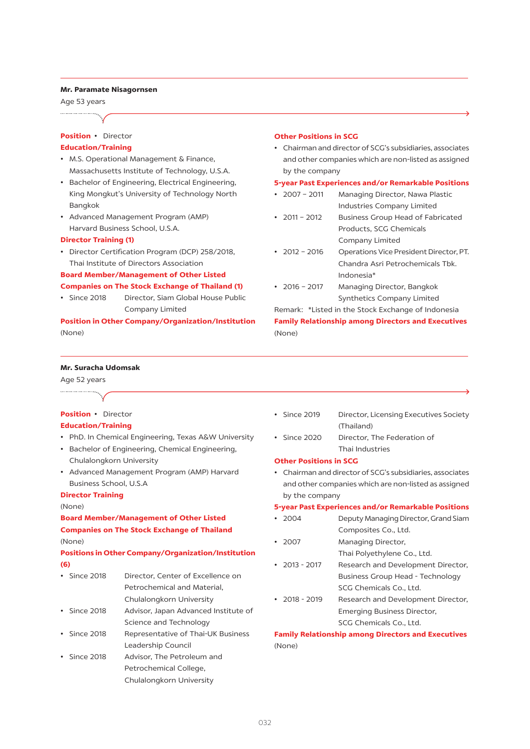**Mr. Paramate Nisagornsen**

Age 53 years

**Position** • Director

**Education/Training**

- M.S. Operational Management & Finance, Massachusetts Institute of Technology, U.S.A.
- Bachelor of Engineering, Electrical Engineering, King Mongkut's University of Technology North Bangkok
- Advanced Management Program (AMP) Harvard Business School, U.S.A.

**Director Training (1)**

- Director Certification Program (DCP) 258/2018, Thai Institute of Directors Association

**Board Member/Management of Other Listed Companies on The Stock Exchange of Thailand (1)**

- Since 2018 Director, Siam Global House Public Company Limited

**Position in Other Company/Organization/Institution**

(None)

**Other Positions in SCG**

- Chairman and director of SCG's subsidiaries, associates and other companies which are non-listed as assigned by the company

**5-year Past Experiences and/or Remarkable Positions**

- 2007 – 2011 Managing Director, Nawa Plastic Industries Company Limited
- 2011 – 2012 Business Group Head of Fabricated Products, SCG Chemicals Company Limited
- 2012 – 2016 Operations Vice President Director, PT. Chandra Asri Petrochemicals Tbk. Indonesia*
- 2016 – 2017 Managing Director, Bangkok Synthetics Company Limited

Remark: *Listed in the Stock Exchange of Indonesia

**Family Relationship among Directors and Executives**

(None)

**Mr. Suracha Udomsak**

Age 52 years

**Position** • Director

**Education/Training**

- PhD. In Chemical Engineering, Texas A&W University
- Bachelor of Engineering, Chemical Engineering, Chulalongkorn University
- Advanced Management Program (AMP) Harvard Business School, U.S.A

**Director Training**

(None)

**Board Member/Management of Other Listed Companies on The Stock Exchange of Thailand**

(None)

**Positions in Other Company/Organization/Institution (6)**

- Since 2018 Director, Center of Excellence on Petrochemical and Material, Chulalongkorn University
- Since 2018 Advisor, Japan Advanced Institute of Science and Technology
- Since 2018 Representative of Thai-UK Business Leadership Council
- Since 2018 Advisor, The Petroleum and Petrochemical College, Chulalongkorn University
- Since 2019 Director, Licensing Executives Society (Thailand)
- Since 2020 Director, The Federation of Thai Industries

**Other Positions in SCG**

- Chairman and director of SCG's subsidiaries, associates and other companies which are non-listed as assigned by the company

**5-year Past Experiences and/or Remarkable Positions**

- 2004 Deputy Managing Director, Grand Siam Composites Co., Ltd.
- 2007 Managing Director, Thai Polyethylene Co., Ltd.
- 2013 - 2017 Research and Development Director, Business Group Head - Technology SCG Chemicals Co., Ltd.
- 2018 - 2019 Research and Development Director, Emerging Business Director, SCG Chemicals Co., Ltd.

**Family Relationship among Directors and Executives**

(None)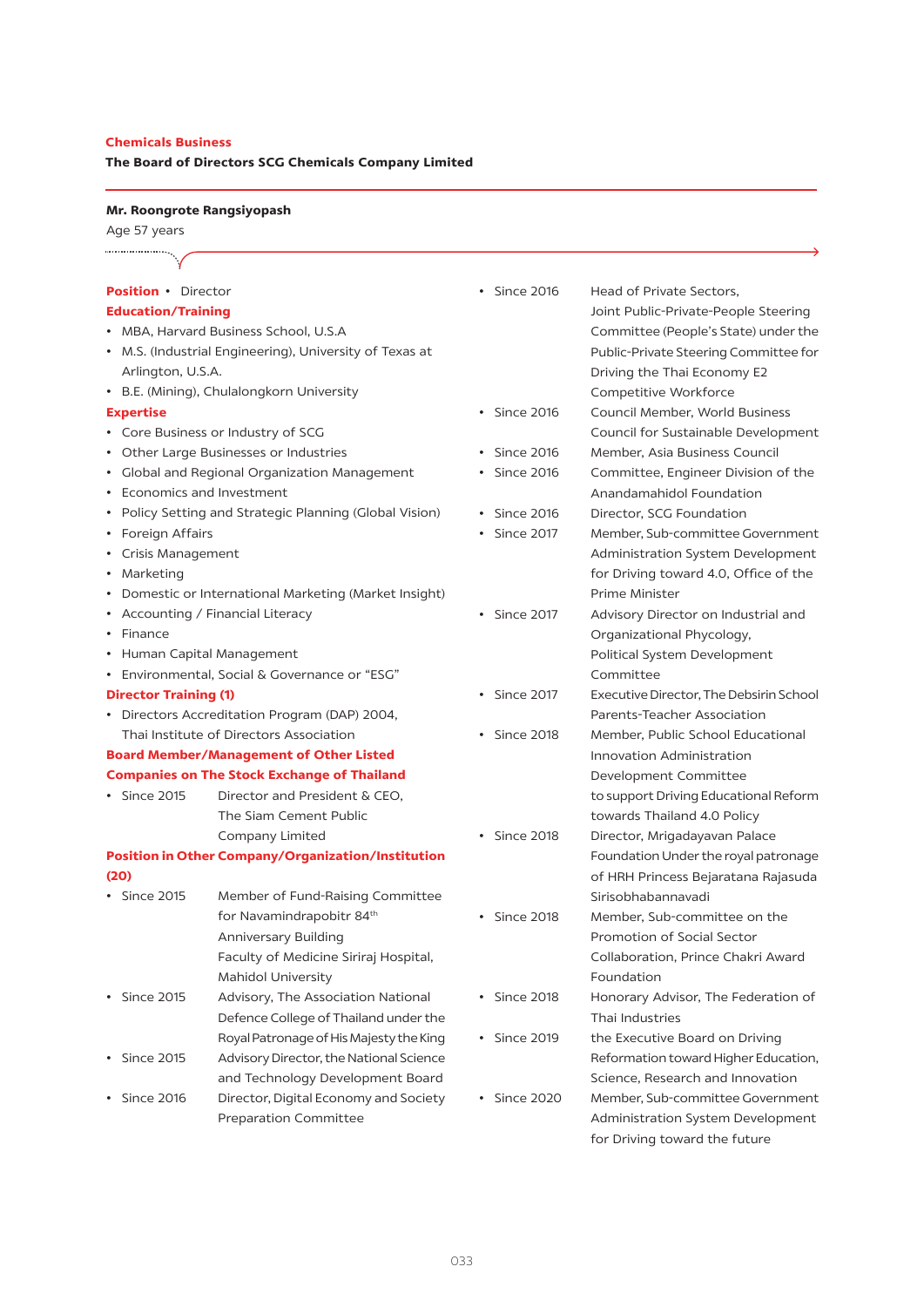**Chemicals Business**

**The Board of Directors SCG Chemicals Company Limited**

**Mr. Roongrote Rangsiyopash**

Age 57 years

**Position** • Director

**Education/Training**

- MBA, Harvard Business School, U.S.A
- M.S. (Industrial Engineering), University of Texas at Arlington, U.S.A.
- B.E. (Mining), Chulalongkorn University

**Expertise**

- Core Business or Industry of SCG
- Other Large Businesses or Industries
- Global and Regional Organization Management
- Economics and Investment
- Policy Setting and Strategic Planning (Global Vision)
- Foreign Affairs
- Crisis Management
- Marketing
- Domestic or International Marketing (Market Insight)
- Accounting / Financial Literacy
- Finance
- Human Capital Management
- Environmental, Social & Governance or "ESG"

**Director Training (1)**

- Directors Accreditation Program (DAP) 2004, Thai Institute of Directors Association

**Board Member/Management of Other Listed Companies on The Stock Exchange of Thailand**

- Since 2015 Director and President & CEO, The Siam Cement Public Company Limited

**Position in Other Company/Organization/Institution (20)**

- Since 2015 Member of Fund-Raising Committee for Navamindrapobitr 84th Anniversary Building Faculty of Medicine Siriraj Hospital, Mahidol University
- Since 2015 Advisory, The Association National Defence College of Thailand under the Royal Patronage of His Majesty the King
- Since 2015 Advisory Director, the National Science and Technology Development Board
- Since 2016 Director, Digital Economy and Society Preparation Committee
- Since 2016 Head of Private Sectors, Joint Public-Private-People Steering Committee (People's State) under the Public-Private Steering Committee for Driving the Thai Economy E2 Competitive Workforce
- Since 2016 Council Member, World Business Council for Sustainable Development
- Since 2016 Member, Asia Business Council
- Since 2016 Committee, Engineer Division of the Anandamahidol Foundation
- Since 2016 Director, SCG Foundation
- Since 2017 Member, Sub-committee Government Administration System Development for Driving toward 4.0, Office of the Prime Minister
- Since 2017 Advisory Director on Industrial and Organizational Phycology, Political System Development Committee
- Since 2017 Executive Director, The Debsirin School Parents-Teacher Association
- Since 2018 Member, Public School Educational Innovation Administration Development Committee to support Driving Educational Reform towards Thailand 4.0 Policy
- Since 2018 Director, Mrigadayavan Palace Foundation Under the royal patronage of HRH Princess Bejaratana Rajasuda Sirisobhabannavadi
- Since 2018 Member, Sub-committee on the Promotion of Social Sector Collaboration, Prince Chakri Award Foundation
- Since 2018 Honorary Advisor, The Federation of Thai Industries
- Since 2019 the Executive Board on Driving Reformation toward Higher Education, Science, Research and Innovation
- Since 2020 Member, Sub-committee Government Administration System Development for Driving toward the future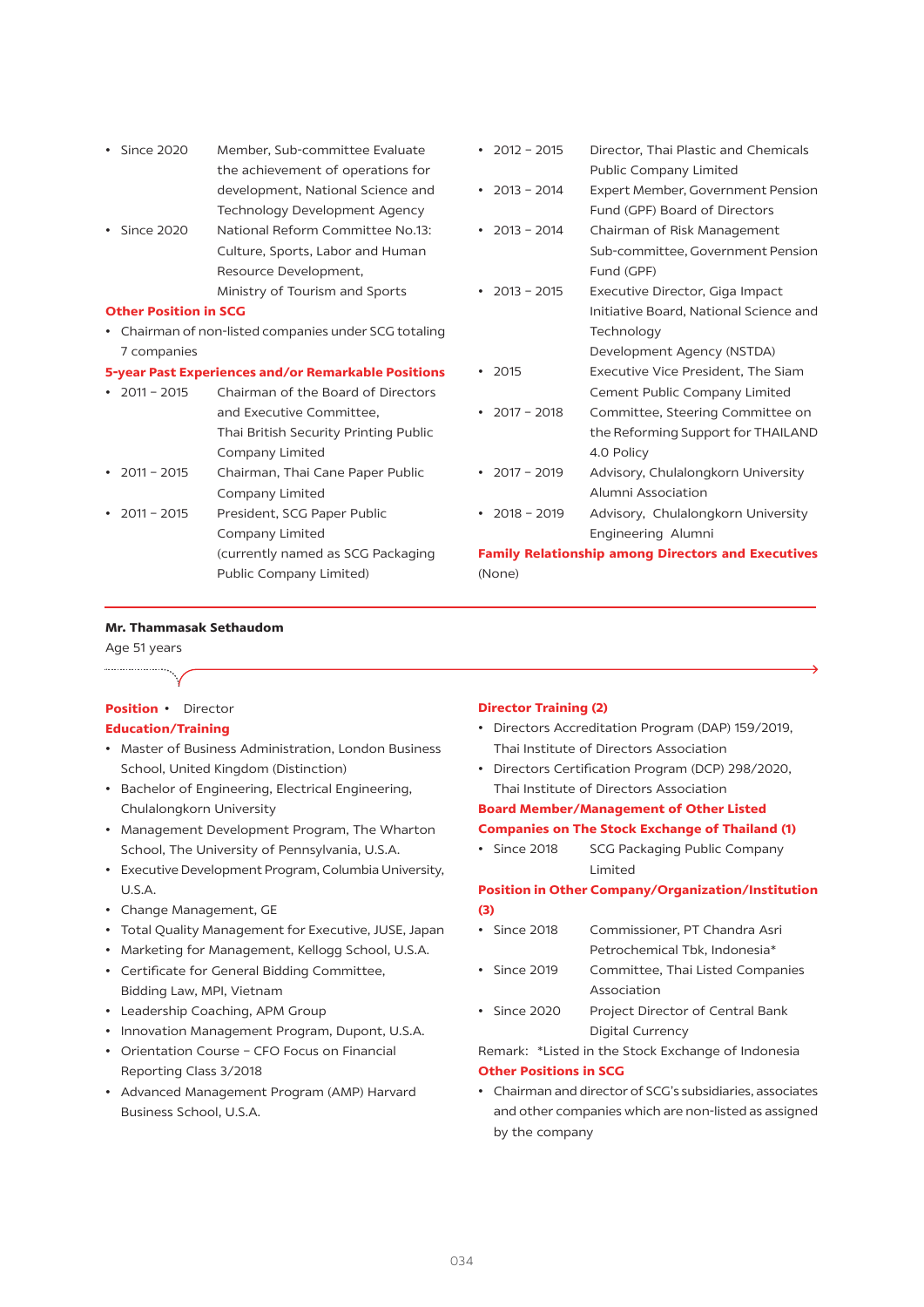- Since 2020 Member, Sub-committee Evaluate the achievement of operations for development, National Science and Technology Development Agency
- Since 2020 National Reform Committee No.13: Culture, Sports, Labor and Human Resource Development, Ministry of Tourism and Sports

**Other Position in SCG**

- Chairman of non-listed companies under SCG totaling 7 companies

**5-year Past Experiences and/or Remarkable Positions**

- 2011 – 2015 Chairman of the Board of Directors and Executive Committee, Thai British Security Printing Public Company Limited
- 2011 – 2015 Chairman, Thai Cane Paper Public Company Limited
- 2011 – 2015 President, SCG Paper Public Company Limited (currently named as SCG Packaging Public Company Limited)
- 2012 – 2015 Director, Thai Plastic and Chemicals Public Company Limited
- 2013 – 2014 Expert Member, Government Pension Fund (GPF) Board of Directors
- 2013 – 2014 Chairman of Risk Management Sub-committee, Government Pension Fund (GPF)
- 2013 – 2015 Executive Director, Giga Impact Initiative Board, National Science and Technology Development Agency (NSTDA)
- 2015 Executive Vice President, The Siam Cement Public Company Limited
- 2017 – 2018 Committee, Steering Committee on the Reforming Support for THAILAND 4.0 Policy
- 2017 – 2019 Advisory, Chulalongkorn University Alumni Association
- 2018 – 2019 Advisory, Chulalongkorn University Engineering Alumni

**Family Relationship among Directors and Executives**

(None)

---

**Mr. Thammasak Sethaudom**

Age 51 years

**Position** • Director

**Education/Training**

- Master of Business Administration, London Business School, United Kingdom (Distinction)
- Bachelor of Engineering, Electrical Engineering, Chulalongkorn University
- Management Development Program, The Wharton School, The University of Pennsylvania, U.S.A.
- Executive Development Program, Columbia University, U.S.A.
- Change Management, GE
- Total Quality Management for Executive, JUSE, Japan
- Marketing for Management, Kellogg School, U.S.A.
- Certificate for General Bidding Committee, Bidding Law, MPI, Vietnam
- Leadership Coaching, APM Group
- Innovation Management Program, Dupont, U.S.A.
- Orientation Course – CFO Focus on Financial Reporting Class 3/2018
- Advanced Management Program (AMP) Harvard Business School, U.S.A.

**Director Training (2)**

- Directors Accreditation Program (DAP) 159/2019, Thai Institute of Directors Association
- Directors Certification Program (DCP) 298/2020, Thai Institute of Directors Association

**Board Member/Management of Other Listed Companies on The Stock Exchange of Thailand (1)**

- Since 2018 SCG Packaging Public Company Limited

**Position in Other Company/Organization/Institution (3)**

- Since 2018 Commissioner, PT Chandra Asri Petrochemical Tbk, Indonesia*
- Since 2019 Committee, Thai Listed Companies Association
- Since 2020 Project Director of Central Bank Digital Currency

Remark: *Listed in the Stock Exchange of Indonesia

**Other Positions in SCG**

- Chairman and director of SCG's subsidiaries, associates and other companies which are non-listed as assigned by the company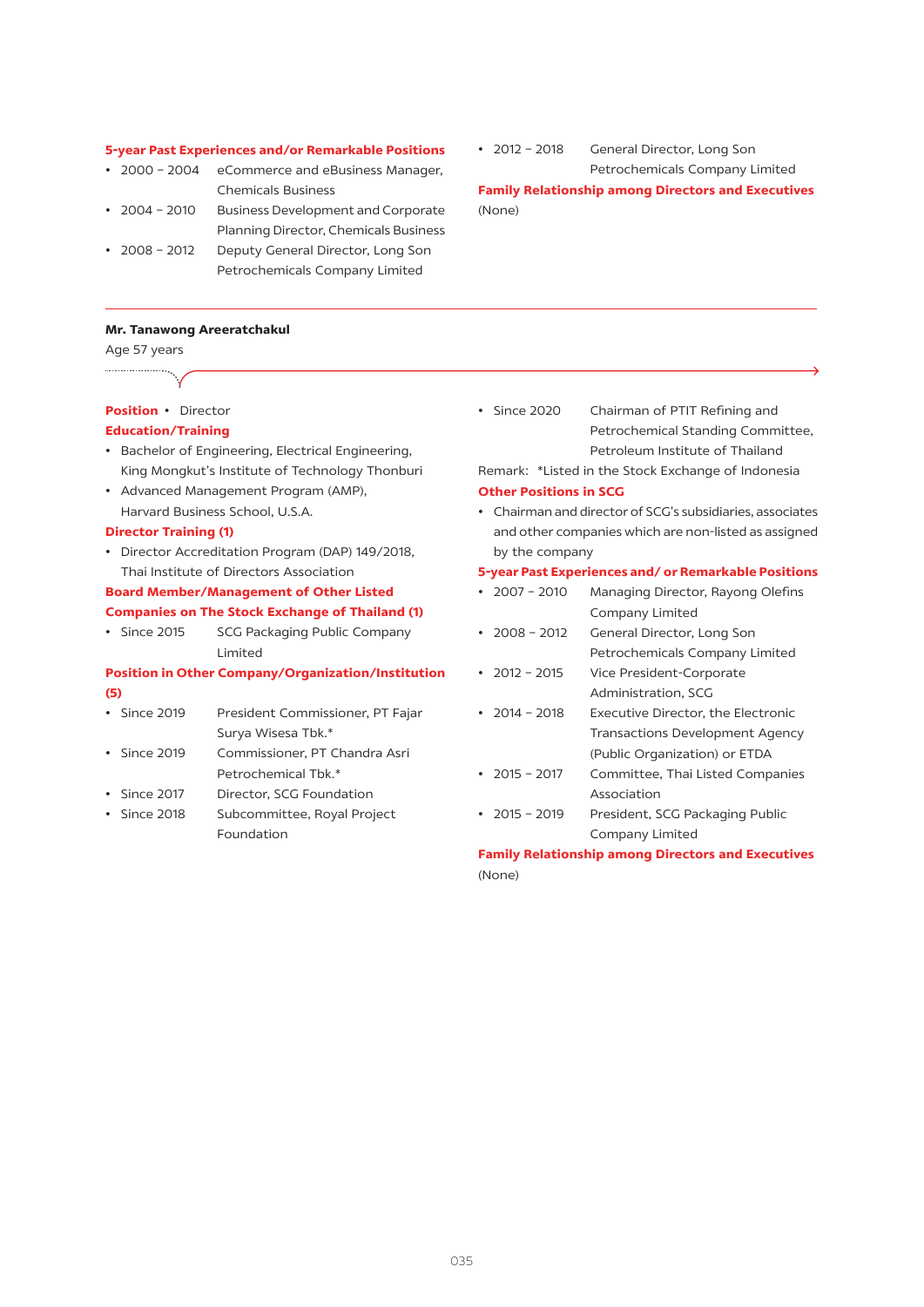**5-year Past Experiences and/or Remarkable Positions**

- 2000 – 2004 eCommerce and eBusiness Manager, Chemicals Business
- 2004 – 2010 Business Development and Corporate Planning Director, Chemicals Business
- 2008 – 2012 Deputy General Director, Long Son Petrochemicals Company Limited
- 2012 – 2018 General Director, Long Son Petrochemicals Company Limited

**Family Relationship among Directors and Executives**

(None)

---

**Mr. Tanawong Areeratchakul**

Age 57 years

**Position** • Director

**Education/Training**

- Bachelor of Engineering, Electrical Engineering, King Mongkut's Institute of Technology Thonburi
- Advanced Management Program (AMP), Harvard Business School, U.S.A.

**Director Training (1)**

- Director Accreditation Program (DAP) 149/2018, Thai Institute of Directors Association

**Board Member/Management of Other Listed Companies on The Stock Exchange of Thailand (1)**

- Since 2015 SCG Packaging Public Company Limited

**Position in Other Company/Organization/Institution (5)**

- Since 2019 President Commissioner, PT Fajar Surya Wisesa Tbk.*
- Since 2019 Commissioner, PT Chandra Asri Petrochemical Tbk.*
- Since 2017 Director, SCG Foundation
- Since 2018 Subcommittee, Royal Project Foundation
- Since 2020 Chairman of PTIT Refining and Petrochemical Standing Committee, Petroleum Institute of Thailand

Remark: *Listed in the Stock Exchange of Indonesia

**Other Positions in SCG**

- Chairman and director of SCG's subsidiaries, associates and other companies which are non-listed as assigned by the company

**5-year Past Experiences and/ or Remarkable Positions**

- 2007 – 2010 Managing Director, Rayong Olefins Company Limited
- 2008 – 2012 General Director, Long Son Petrochemicals Company Limited
- 2012 – 2015 Vice President-Corporate Administration, SCG
- 2014 – 2018 Executive Director, the Electronic Transactions Development Agency (Public Organization) or ETDA
- 2015 – 2017 Committee, Thai Listed Companies Association
- 2015 – 2019 President, SCG Packaging Public Company Limited

**Family Relationship among Directors and Executives**

(None)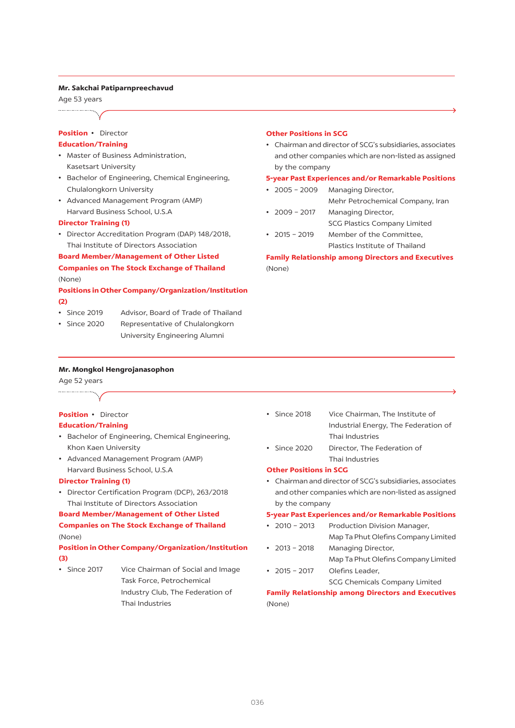**Mr. Sakchai Patiparnpreechavud**

Age 53 years

**Position** • Director

**Education/Training**

- Master of Business Administration, Kasetsart University
- Bachelor of Engineering, Chemical Engineering, Chulalongkorn University
- Advanced Management Program (AMP) Harvard Business School, U.S.A

**Director Training (1)**

- Director Accreditation Program (DAP) 148/2018, Thai Institute of Directors Association

**Board Member/Management of Other Listed Companies on The Stock Exchange of Thailand**

(None)

**Positions in Other Company/Organization/Institution (2)**

- Since 2019 Advisor, Board of Trade of Thailand
- Since 2020 Representative of Chulalongkorn University Engineering Alumni

**Other Positions in SCG**

- Chairman and director of SCG's subsidiaries, associates and other companies which are non-listed as assigned by the company

**5-year Past Experiences and/or Remarkable Positions**

- 2005 – 2009 Managing Director, Mehr Petrochemical Company, Iran
- 2009 – 2017 Managing Director, SCG Plastics Company Limited
- 2015 – 2019 Member of the Committee, Plastics Institute of Thailand

**Family Relationship among Directors and Executives**

(None)

---

**Mr. Mongkol Hengrojanasophon**

Age 52 years

**Position** • Director

**Education/Training**

- Bachelor of Engineering, Chemical Engineering, Khon Kaen University
- Advanced Management Program (AMP) Harvard Business School, U.S.A

**Director Training (1)**

- Director Certification Program (DCP), 263/2018 Thai Institute of Directors Association

**Board Member/Management of Other Listed Companies on The Stock Exchange of Thailand**

(None)

**Position in Other Company/Organization/Institution (3)**

- Since 2017 Vice Chairman of Social and Image Task Force, Petrochemical Industry Club, The Federation of Thai Industries
- Since 2018 Vice Chairman, The Institute of Industrial Energy, The Federation of Thai Industries
- Since 2020 Director, The Federation of Thai Industries

**Other Positions in SCG**

- Chairman and director of SCG's subsidiaries, associates and other companies which are non-listed as assigned by the company

**5-year Past Experiences and/or Remarkable Positions**

- 2010 – 2013 Production Division Manager, Map Ta Phut Olefins Company Limited
- 2013 – 2018 Managing Director, Map Ta Phut Olefins Company Limited
- 2015 – 2017 Olefins Leader, SCG Chemicals Company Limited

**Family Relationship among Directors and Executives**

(None)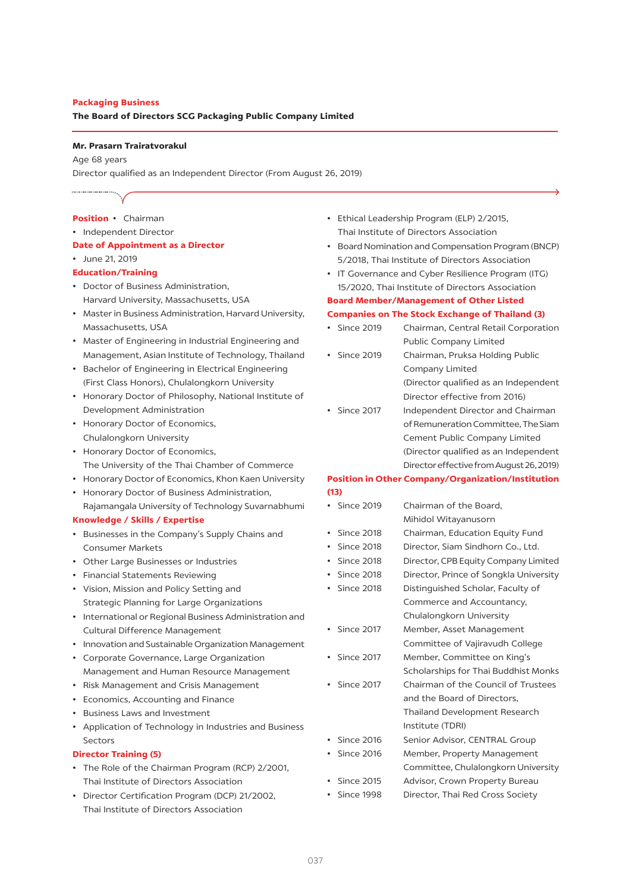**Packaging Business**

**The Board of Directors SCG Packaging Public Company Limited**

**Mr. Prasarn Trairatvorakul**

Age 68 years

Director qualified as an Independent Director (From August 26, 2019)

**Position**

- Chairman
- Independent Director

**Date of Appointment as a Director**

- June 21, 2019

**Education/Training**

- Doctor of Business Administration, Harvard University, Massachusetts, USA
- Master in Business Administration, Harvard University, Massachusetts, USA
- Master of Engineering in Industrial Engineering and Management, Asian Institute of Technology, Thailand
- Bachelor of Engineering in Electrical Engineering (First Class Honors), Chulalongkorn University
- Honorary Doctor of Philosophy, National Institute of Development Administration
- Honorary Doctor of Economics, Chulalongkorn University
- Honorary Doctor of Economics, The University of the Thai Chamber of Commerce
- Honorary Doctor of Economics, Khon Kaen University
- Honorary Doctor of Business Administration, Rajamangala University of Technology Suvarnabhumi

**Knowledge / Skills / Expertise**

- Businesses in the Company's Supply Chains and Consumer Markets
- Other Large Businesses or Industries
- Financial Statements Reviewing
- Vision, Mission and Policy Setting and Strategic Planning for Large Organizations
- International or Regional Business Administration and Cultural Difference Management
- Innovation and Sustainable Organization Management
- Corporate Governance, Large Organization Management and Human Resource Management
- Risk Management and Crisis Management
- Economics, Accounting and Finance
- Business Laws and Investment
- Application of Technology in Industries and Business Sectors

**Director Training (5)**

- The Role of the Chairman Program (RCP) 2/2001, Thai Institute of Directors Association
- Director Certification Program (DCP) 21/2002, Thai Institute of Directors Association
- Ethical Leadership Program (ELP) 2/2015, Thai Institute of Directors Association
- Board Nomination and Compensation Program (BNCP) 5/2018, Thai Institute of Directors Association
- IT Governance and Cyber Resilience Program (ITG) 15/2020, Thai Institute of Directors Association

**Board Member/Management of Other Listed Companies on The Stock Exchange of Thailand (3)**

- Since 2019 Chairman, Central Retail Corporation Public Company Limited
- Since 2019 Chairman, Pruksa Holding Public Company Limited (Director qualified as an Independent Director effective from 2016)
- Since 2017 Independent Director and Chairman of Remuneration Committee, The Siam Cement Public Company Limited (Director qualified as an Independent Director effective from August 26, 2019)

**Position in Other Company/Organization/Institution (13)**

- Since 2019 Chairman of the Board, Mihidol Witayanusorn
- Since 2018 Chairman, Education Equity Fund
- Since 2018 Director, Siam Sindhorn Co., Ltd.
- Since 2018 Director, CPB Equity Company Limited
- Since 2018 Director, Prince of Songkla University
- Since 2018 Distinguished Scholar, Faculty of Commerce and Accountancy, Chulalongkorn University
- Since 2017 Member, Asset Management Committee of Vajiravudh College
- Since 2017 Member, Committee on King's Scholarships for Thai Buddhist Monks
- Since 2017 Chairman of the Council of Trustees and the Board of Directors, Thailand Development Research Institute (TDRI)
- Since 2016 Senior Advisor, CENTRAL Group
- Since 2016 Member, Property Management Committee, Chulalongkorn University
- Since 2015 Advisor, Crown Property Bureau
- Since 1998 Director, Thai Red Cross Society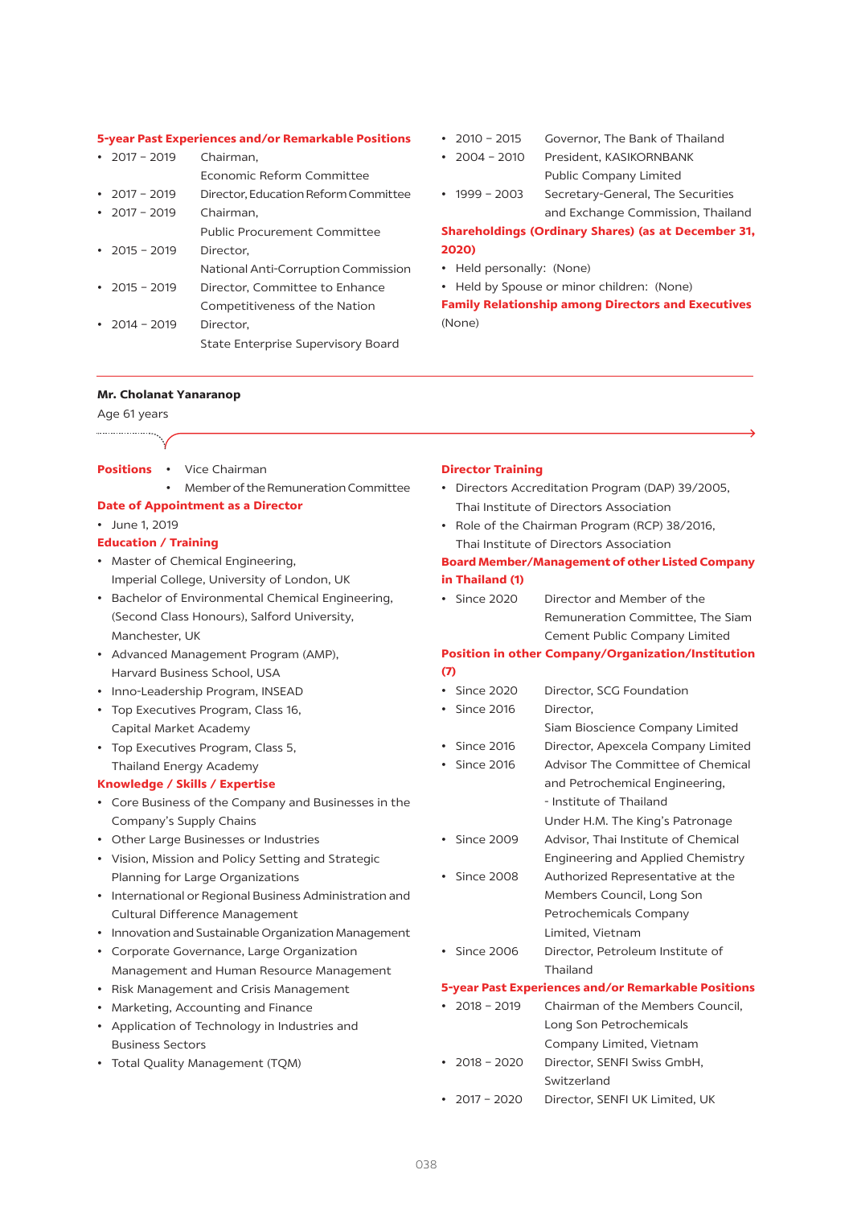**5-year Past Experiences and/or Remarkable Positions**

- 2017 – 2019 Chairman, Economic Reform Committee
- 2017 – 2019 Director, Education Reform Committee
- 2017 – 2019 Chairman, Public Procurement Committee
- 2015 – 2019 Director, National Anti-Corruption Commission
- 2015 – 2019 Director, Committee to Enhance Competitiveness of the Nation
- 2014 – 2019 Director, State Enterprise Supervisory Board
- 2010 – 2015 Governor, The Bank of Thailand
- 2004 – 2010 President, KASIKORNBANK Public Company Limited
- 1999 – 2003 Secretary-General, The Securities and Exchange Commission, Thailand

**Shareholdings (Ordinary Shares) (as at December 31, 2020)**

- Held personally: (None)
- Held by Spouse or minor children: (None)

**Family Relationship among Directors and Executives**

(None)

---

### Mr. Cholanat Yanaranop

Age 61 years

**Positions**

- Vice Chairman
- Member of the Remuneration Committee

**Date of Appointment as a Director**

- June 1, 2019

**Education / Training**

- Master of Chemical Engineering, Imperial College, University of London, UK
- Bachelor of Environmental Chemical Engineering, (Second Class Honours), Salford University, Manchester, UK
- Advanced Management Program (AMP), Harvard Business School, USA
- Inno-Leadership Program, INSEAD
- Top Executives Program, Class 16, Capital Market Academy
- Top Executives Program, Class 5, Thailand Energy Academy

**Knowledge / Skills / Expertise**

- Core Business of the Company and Businesses in the Company's Supply Chains
- Other Large Businesses or Industries
- Vision, Mission and Policy Setting and Strategic Planning for Large Organizations
- International or Regional Business Administration and Cultural Difference Management
- Innovation and Sustainable Organization Management
- Corporate Governance, Large Organization Management and Human Resource Management
- Risk Management and Crisis Management
- Marketing, Accounting and Finance
- Application of Technology in Industries and Business Sectors
- Total Quality Management (TQM)

**Director Training**

- Directors Accreditation Program (DAP) 39/2005, Thai Institute of Directors Association
- Role of the Chairman Program (RCP) 38/2016, Thai Institute of Directors Association

**Board Member/Management of other Listed Company in Thailand (1)**

- Since 2020 Director and Member of the Remuneration Committee, The Siam Cement Public Company Limited

**Position in other Company/Organization/Institution (7)**

- Since 2020 Director, SCG Foundation
- Since 2016 Director, Siam Bioscience Company Limited
- Since 2016 Director, Apexcela Company Limited
- Since 2016 Advisor The Committee of Chemical and Petrochemical Engineering, - Institute of Thailand Under H.M. The King's Patronage
- Since 2009 Advisor, Thai Institute of Chemical Engineering and Applied Chemistry
- Since 2008 Authorized Representative at the Members Council, Long Son Petrochemicals Company Limited, Vietnam
- Since 2006 Director, Petroleum Institute of Thailand

**5-year Past Experiences and/or Remarkable Positions**

- 2018 – 2019 Chairman of the Members Council, Long Son Petrochemicals Company Limited, Vietnam
- 2018 – 2020 Director, SENFI Swiss GmbH, Switzerland
- 2017 – 2020 Director, SENFI UK Limited, UK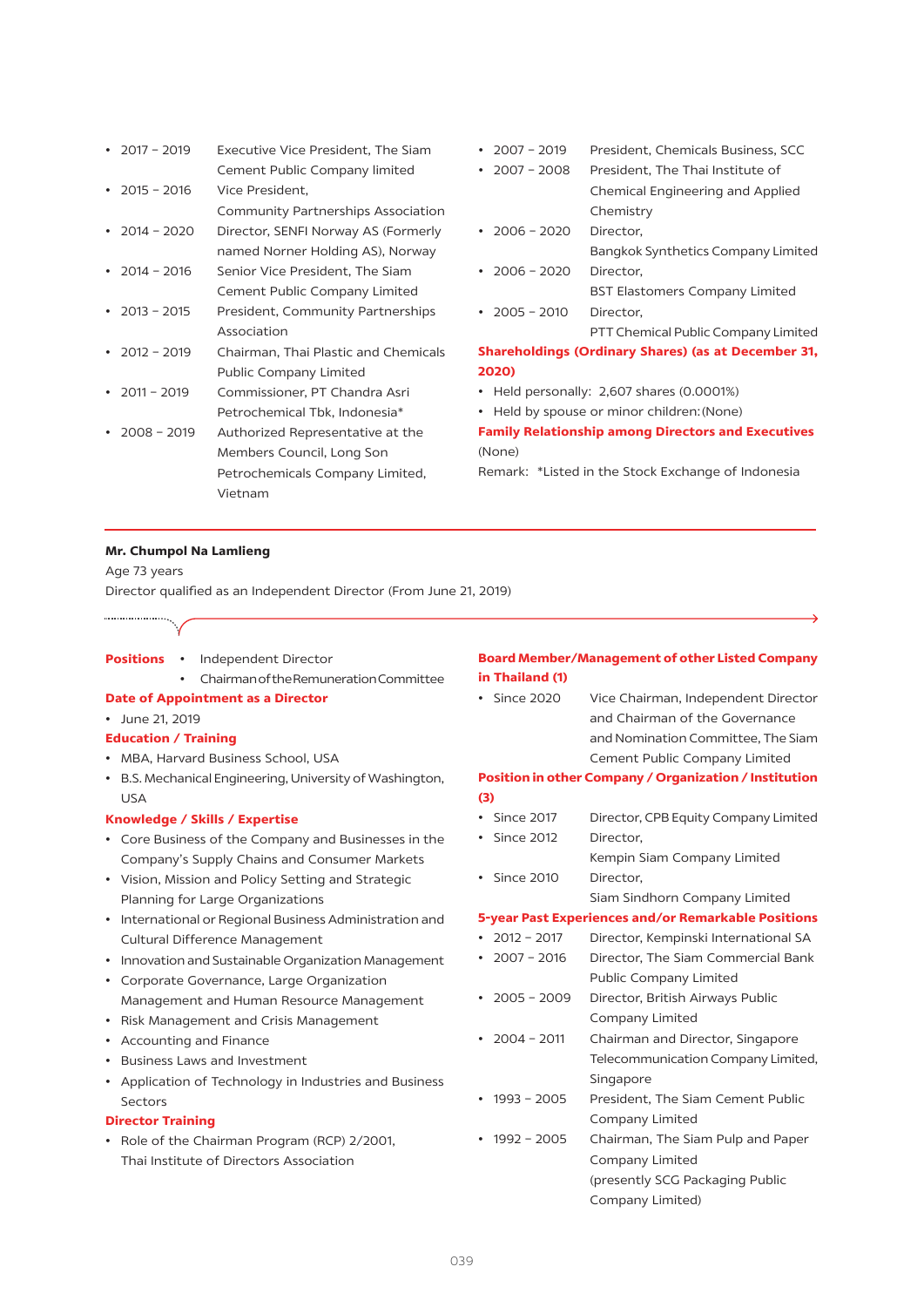- 2017 – 2019 Executive Vice President, The Siam Cement Public Company limited
- 2015 – 2016 Vice President, Community Partnerships Association
- 2014 – 2020 Director, SENFI Norway AS (Formerly named Norner Holding AS), Norway
- 2014 – 2016 Senior Vice President, The Siam Cement Public Company Limited
- 2013 – 2015 President, Community Partnerships Association
- 2012 – 2019 Chairman, Thai Plastic and Chemicals Public Company Limited
- 2011 – 2019 Commissioner, PT Chandra Asri Petrochemical Tbk, Indonesia*
- 2008 – 2019 Authorized Representative at the Members Council, Long Son Petrochemicals Company Limited, Vietnam
- 2007 – 2019 President, Chemicals Business, SCC
- 2007 – 2008 President, The Thai Institute of Chemical Engineering and Applied Chemistry
- 2006 – 2020 Director, Bangkok Synthetics Company Limited
- 2006 – 2020 Director, BST Elastomers Company Limited
- 2005 – 2010 Director, PTT Chemical Public Company Limited

**Shareholdings (Ordinary Shares) (as at December 31, 2020)**

- Held personally: 2,607 shares (0.0001%)
- Held by spouse or minor children: (None)

**Family Relationship among Directors and Executives**

(None)

Remark: *Listed in the Stock Exchange of Indonesia

---

**Mr. Chumpol Na Lamlieng**

Age 73 years

Director qualified as an Independent Director (From June 21, 2019)

**Positions**

- Independent Director
- Chairman of the Remuneration Committee

**Date of Appointment as a Director**

- June 21, 2019

**Education / Training**

- MBA, Harvard Business School, USA
- B.S. Mechanical Engineering, University of Washington, USA

**Knowledge / Skills / Expertise**

- Core Business of the Company and Businesses in the Company's Supply Chains and Consumer Markets
- Vision, Mission and Policy Setting and Strategic Planning for Large Organizations
- International or Regional Business Administration and Cultural Difference Management
- Innovation and Sustainable Organization Management
- Corporate Governance, Large Organization Management and Human Resource Management
- Risk Management and Crisis Management
- Accounting and Finance
- Business Laws and Investment
- Application of Technology in Industries and Business Sectors

**Director Training**

- Role of the Chairman Program (RCP) 2/2001, Thai Institute of Directors Association

**Board Member/Management of other Listed Company in Thailand (1)**

- Since 2020 Vice Chairman, Independent Director and Chairman of the Governance and Nomination Committee, The Siam Cement Public Company Limited

**Position in other Company / Organization / Institution (3)**

- Since 2017 Director, CPB Equity Company Limited
- Since 2012 Director, Kempin Siam Company Limited
- Since 2010 Director, Siam Sindhorn Company Limited

**5-year Past Experiences and/or Remarkable Positions**

- 2012 – 2017 Director, Kempinski International SA
- 2007 – 2016 Director, The Siam Commercial Bank Public Company Limited
- 2005 – 2009 Director, British Airways Public Company Limited
- 2004 – 2011 Chairman and Director, Singapore Telecommunication Company Limited, Singapore
- 1993 – 2005 President, The Siam Cement Public Company Limited
- 1992 – 2005 Chairman, The Siam Pulp and Paper Company Limited (presently SCG Packaging Public Company Limited)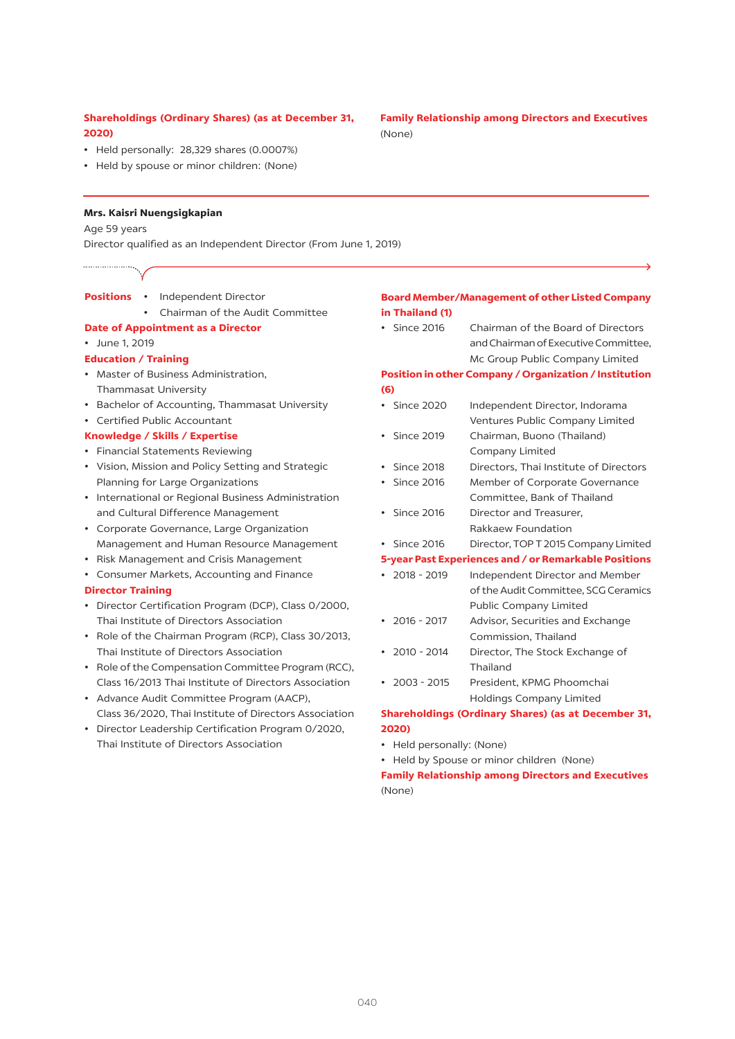**Shareholdings (Ordinary Shares) (as at December 31, 2020)**

- Held personally: 28,329 shares (0.0007%)
- Held by spouse or minor children: (None)

**Family Relationship among Directors and Executives**

(None)

---

**Mrs. Kaisri Nuengsigkapian**

Age 59 years

Director qualified as an Independent Director (From June 1, 2019)

**Positions**

- Independent Director
- Chairman of the Audit Committee

**Date of Appointment as a Director**

- June 1, 2019

**Education / Training**

- Master of Business Administration, Thammasat University
- Bachelor of Accounting, Thammasat University
- Certified Public Accountant

**Knowledge / Skills / Expertise**

- Financial Statements Reviewing
- Vision, Mission and Policy Setting and Strategic Planning for Large Organizations
- International or Regional Business Administration and Cultural Difference Management
- Corporate Governance, Large Organization Management and Human Resource Management
- Risk Management and Crisis Management
- Consumer Markets, Accounting and Finance

**Director Training**

- Director Certification Program (DCP), Class 0/2000, Thai Institute of Directors Association
- Role of the Chairman Program (RCP), Class 30/2013, Thai Institute of Directors Association
- Role of the Compensation Committee Program (RCC), Class 16/2013 Thai Institute of Directors Association
- Advance Audit Committee Program (AACP), Class 36/2020, Thai Institute of Directors Association
- Director Leadership Certification Program 0/2020, Thai Institute of Directors Association

**Board Member/Management of other Listed Company in Thailand (1)**

- Since 2016 Chairman of the Board of Directors and Chairman of Executive Committee, Mc Group Public Company Limited

**Position in other Company / Organization / Institution (6)**

- Since 2020 Independent Director, Indorama Ventures Public Company Limited
- Since 2019 Chairman, Buono (Thailand) Company Limited
- Since 2018 Directors, Thai Institute of Directors
- Since 2016 Member of Corporate Governance Committee, Bank of Thailand
- Since 2016 Director and Treasurer, Rakkaew Foundation
- Since 2016 Director, TOP T 2015 Company Limited

**5-year Past Experiences and / or Remarkable Positions**

- 2018 - 2019 Independent Director and Member of the Audit Committee, SCG Ceramics Public Company Limited
- 2016 - 2017 Advisor, Securities and Exchange Commission, Thailand
- 2010 - 2014 Director, The Stock Exchange of Thailand
- 2003 - 2015 President, KPMG Phoomchai Holdings Company Limited

**Shareholdings (Ordinary Shares) (as at December 31, 2020)**

- Held personally: (None)
- Held by Spouse or minor children (None)

**Family Relationship among Directors and Executives**

(None)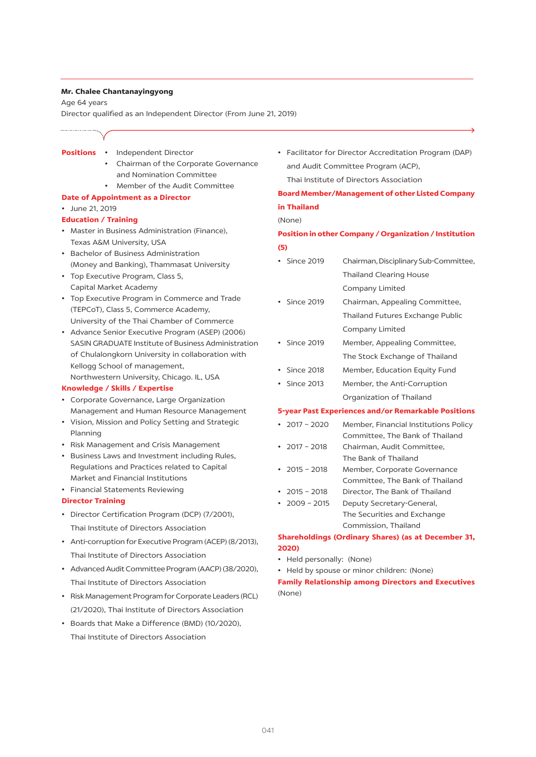**Mr. Chalee Chantanayingyong**

Age 64 years

Director qualified as an Independent Director (From June 21, 2019)

### Positions

- Independent Director
- Chairman of the Corporate Governance and Nomination Committee
- Member of the Audit Committee

### Date of Appointment as a Director

- June 21, 2019

### Education / Training

- Master in Business Administration (Finance), Texas A&M University, USA
- Bachelor of Business Administration (Money and Banking), Thammasat University
- Top Executive Program, Class 5, Capital Market Academy
- Top Executive Program in Commerce and Trade (TEPCoT), Class 5, Commerce Academy, University of the Thai Chamber of Commerce
- Advance Senior Executive Program (ASEP) (2006) SASIN GRADUATE Institute of Business Administration of Chulalongkorn University in collaboration with Kellogg School of management, Northwestern University, Chicago. IL, USA

### Knowledge / Skills / Expertise

- Corporate Governance, Large Organization Management and Human Resource Management
- Vision, Mission and Policy Setting and Strategic Planning
- Risk Management and Crisis Management
- Business Laws and Investment including Rules, Regulations and Practices related to Capital Market and Financial Institutions
- Financial Statements Reviewing

### Director Training

- Director Certification Program (DCP) (7/2001), Thai Institute of Directors Association
- Anti-corruption for Executive Program (ACEP) (8/2013), Thai Institute of Directors Association
- Advanced Audit Committee Program (AACP) (38/2020), Thai Institute of Directors Association
- Risk Management Program for Corporate Leaders (RCL) (21/2020), Thai Institute of Directors Association
- Boards that Make a Difference (BMD) (10/2020), Thai Institute of Directors Association
- Facilitator for Director Accreditation Program (DAP) and Audit Committee Program (ACP), Thai Institute of Directors Association

### Board Member/Management of other Listed Company in Thailand

(None)

### Position in other Company / Organization / Institution (5)

- Since 2019 — Chairman, Disciplinary Sub-Committee, Thailand Clearing House Company Limited
- Since 2019 — Chairman, Appealing Committee, Thailand Futures Exchange Public Company Limited
- Since 2019 — Member, Appealing Committee, The Stock Exchange of Thailand
- Since 2018 — Member, Education Equity Fund
- Since 2013 — Member, the Anti-Corruption Organization of Thailand

### 5-year Past Experiences and/or Remarkable Positions

- 2017 – 2020 — Member, Financial Institutions Policy Committee, The Bank of Thailand
- 2017 – 2018 — Chairman, Audit Committee, The Bank of Thailand
- 2015 – 2018 — Member, Corporate Governance Committee, The Bank of Thailand
- 2015 – 2018 — Director, The Bank of Thailand
- 2009 – 2015 — Deputy Secretary-General, The Securities and Exchange Commission, Thailand

### Shareholdings (Ordinary Shares) (as at December 31, 2020)

- Held personally: (None)
- Held by spouse or minor children: (None)

### Family Relationship among Directors and Executives

(None)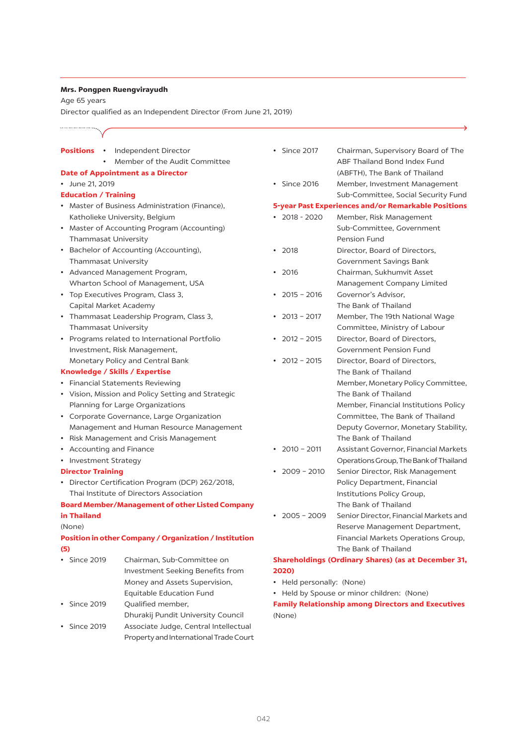**Mrs. Pongpen Ruengvirayudh**

Age 65 years

Director qualified as an Independent Director (From June 21, 2019)

**Positions**

- Independent Director
- Member of the Audit Committee

**Date of Appointment as a Director**

- June 21, 2019

**Education / Training**

- Master of Business Administration (Finance), Katholieke University, Belgium
- Master of Accounting Program (Accounting) Thammasat University
- Bachelor of Accounting (Accounting), Thammasat University
- Advanced Management Program, Wharton School of Management, USA
- Top Executives Program, Class 3, Capital Market Academy
- Thammasat Leadership Program, Class 3, Thammasat University
- Programs related to International Portfolio Investment, Risk Management, Monetary Policy and Central Bank

**Knowledge / Skills / Expertise**

- Financial Statements Reviewing
- Vision, Mission and Policy Setting and Strategic Planning for Large Organizations
- Corporate Governance, Large Organization Management and Human Resource Management
- Risk Management and Crisis Management
- Accounting and Finance
- Investment Strategy

**Director Training**

- Director Certification Program (DCP) 262/2018, Thai Institute of Directors Association

**Board Member/Management of other Listed Company in Thailand**

(None)

**Position in other Company / Organization / Institution (5)**

- Since 2019 — Chairman, Sub-Committee on Investment Seeking Benefits from Money and Assets Supervision, Equitable Education Fund
- Since 2019 — Qualified member, Dhurakij Pundit University Council
- Since 2019 — Associate Judge, Central Intellectual Property and International Trade Court
- Since 2017 — Chairman, Supervisory Board of The ABF Thailand Bond Index Fund (ABFTH), The Bank of Thailand
- Since 2016 — Member, Investment Management Sub-Committee, Social Security Fund

**5-year Past Experiences and/or Remarkable Positions**

- 2018 - 2020 — Member, Risk Management Sub-Committee, Government Pension Fund
- 2018 — Director, Board of Directors, Government Savings Bank
- 2016 — Chairman, Sukhumvit Asset Management Company Limited
- 2015 – 2016 — Governor's Advisor, The Bank of Thailand
- 2013 – 2017 — Member, The 19th National Wage Committee, Ministry of Labour
- 2012 – 2015 — Director, Board of Directors, Government Pension Fund
- 2012 – 2015 — Director, Board of Directors, The Bank of Thailand
  Member, Monetary Policy Committee, The Bank of Thailand
  Member, Financial Institutions Policy Committee, The Bank of Thailand
  Deputy Governor, Monetary Stability, The Bank of Thailand
- 2010 – 2011 — Assistant Governor, Financial Markets Operations Group, The Bank of Thailand
- 2009 – 2010 — Senior Director, Risk Management Policy Department, Financial Institutions Policy Group, The Bank of Thailand
- 2005 – 2009 — Senior Director, Financial Markets and Reserve Management Department, Financial Markets Operations Group, The Bank of Thailand

**Shareholdings (Ordinary Shares) (as at December 31, 2020)**

- Held personally: (None)
- Held by Spouse or minor children: (None)

**Family Relationship among Directors and Executives**

(None)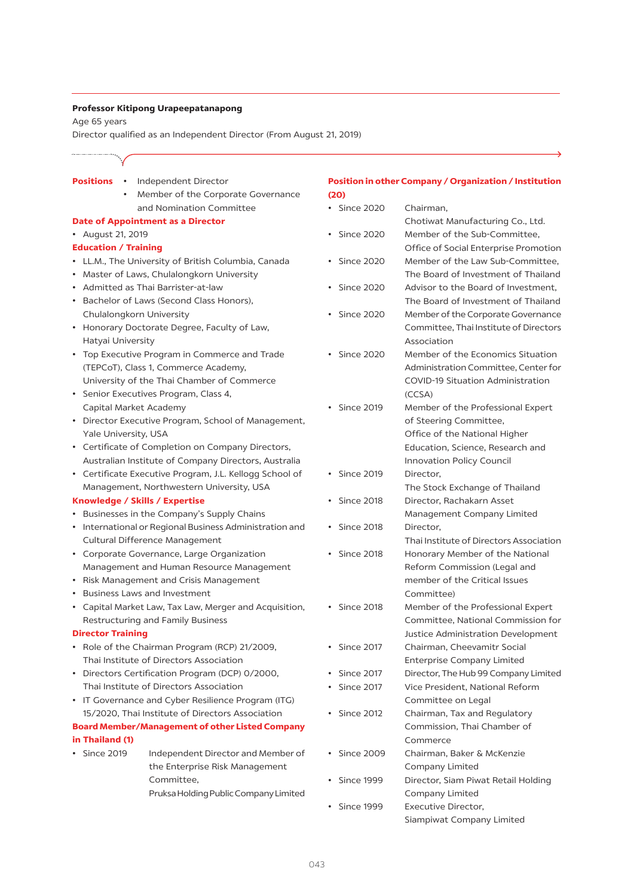**Professor Kitipong Urapeepatanapong**

Age 65 years

Director qualified as an Independent Director (From August 21, 2019)

**Positions**

- Independent Director
- Member of the Corporate Governance and Nomination Committee

**Date of Appointment as a Director**

- August 21, 2019

**Education / Training**

- LL.M., The University of British Columbia, Canada
- Master of Laws, Chulalongkorn University
- Admitted as Thai Barrister-at-law
- Bachelor of Laws (Second Class Honors), Chulalongkorn University
- Honorary Doctorate Degree, Faculty of Law, Hatyai University
- Top Executive Program in Commerce and Trade (TEPCoT), Class 1, Commerce Academy, University of the Thai Chamber of Commerce
- Senior Executives Program, Class 4, Capital Market Academy
- Director Executive Program, School of Management, Yale University, USA
- Certificate of Completion on Company Directors, Australian Institute of Company Directors, Australia
- Certificate Executive Program, J.L. Kellogg School of Management, Northwestern University, USA

**Knowledge / Skills / Expertise**

- Businesses in the Company's Supply Chains
- International or Regional Business Administration and Cultural Difference Management
- Corporate Governance, Large Organization Management and Human Resource Management
- Risk Management and Crisis Management
- Business Laws and Investment
- Capital Market Law, Tax Law, Merger and Acquisition, Restructuring and Family Business

**Director Training**

- Role of the Chairman Program (RCP) 21/2009, Thai Institute of Directors Association
- Directors Certification Program (DCP) 0/2000, Thai Institute of Directors Association
- IT Governance and Cyber Resilience Program (ITG) 15/2020, Thai Institute of Directors Association

**Board Member/Management of other Listed Company in Thailand (1)**

- Since 2019 — Independent Director and Member of the Enterprise Risk Management Committee, Pruksa Holding Public Company Limited

**Position in other Company / Organization / Institution (20)**

- Since 2020 — Chairman, Chotiwat Manufacturing Co., Ltd.
- Since 2020 — Member of the Sub-Committee, Office of Social Enterprise Promotion
- Since 2020 — Member of the Law Sub-Committee, The Board of Investment of Thailand
- Since 2020 — Advisor to the Board of Investment, The Board of Investment of Thailand
- Since 2020 — Member of the Corporate Governance Committee, Thai Institute of Directors Association
- Since 2020 — Member of the Economics Situation Administration Committee, Center for COVID-19 Situation Administration (CCSA)
- Since 2019 — Member of the Professional Expert of Steering Committee, Office of the National Higher Education, Science, Research and Innovation Policy Council
- Since 2019 — Director, The Stock Exchange of Thailand
- Since 2018 — Director, Rachakarn Asset Management Company Limited
- Since 2018 — Director, Thai Institute of Directors Association
- Since 2018 — Honorary Member of the National Reform Commission (Legal and member of the Critical Issues Committee)
- Since 2018 — Member of the Professional Expert Committee, National Commission for Justice Administration Development
- Since 2017 — Chairman, Cheevamitr Social Enterprise Company Limited
- Since 2017 — Director, The Hub 99 Company Limited
- Since 2017 — Vice President, National Reform Committee on Legal
- Since 2012 — Chairman, Tax and Regulatory Commission, Thai Chamber of Commerce
- Since 2009 — Chairman, Baker & McKenzie Company Limited
- Since 1999 — Director, Siam Piwat Retail Holding Company Limited
- Since 1999 — Executive Director, Siampiwat Company Limited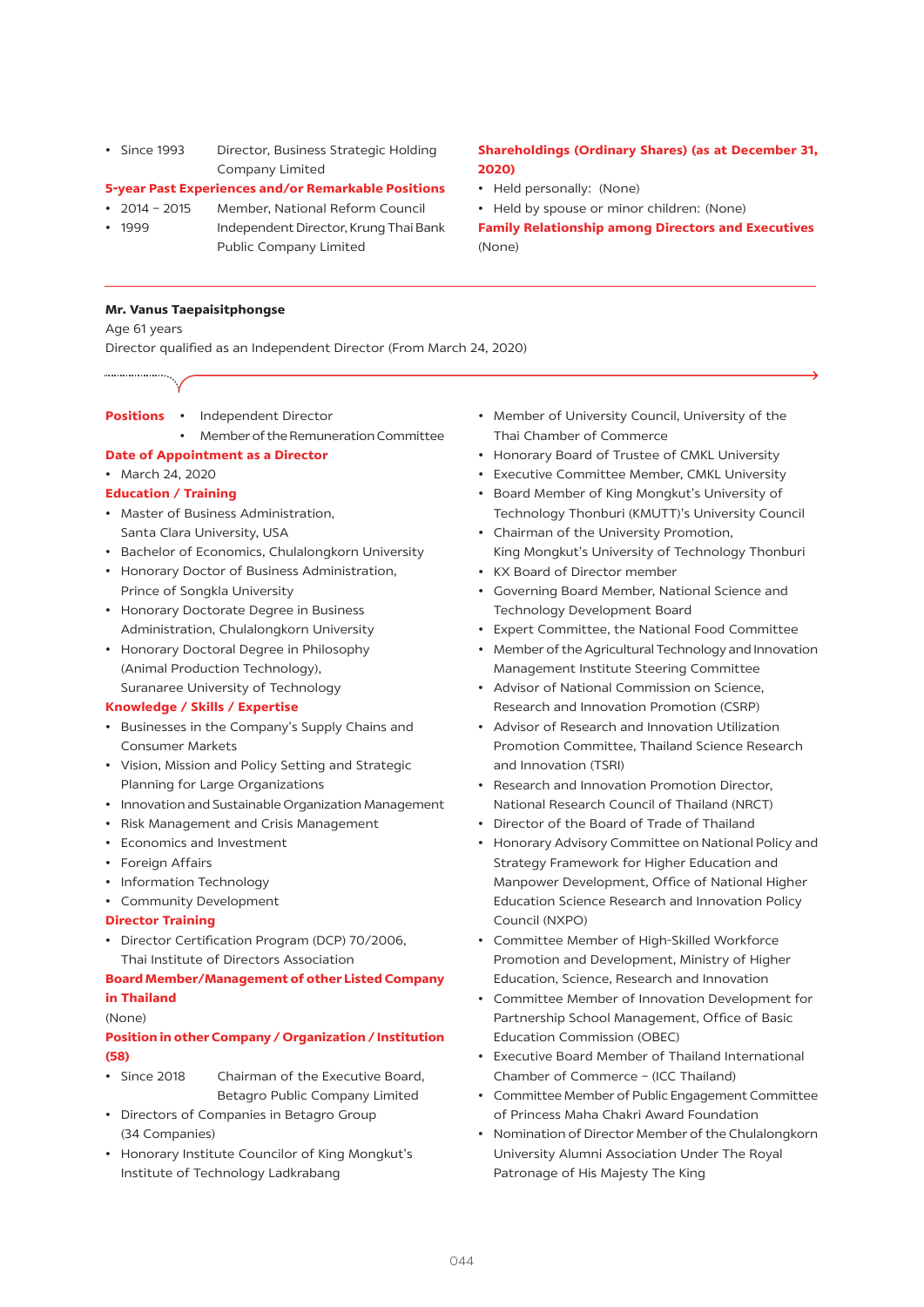- Since 1993 Director, Business Strategic Holding Company Limited

**5-year Past Experiences and/or Remarkable Positions**

- 2014 – 2015 Member, National Reform Council
- 1999 Independent Director, Krung Thai Bank Public Company Limited

**Shareholdings (Ordinary Shares) (as at December 31, 2020)**

- Held personally: (None)
- Held by spouse or minor children: (None)

**Family Relationship among Directors and Executives**

(None)

---

**Mr. Vanus Taepaisitphongse**

Age 61 years

Director qualified as an Independent Director (From March 24, 2020)

**Positions**

- Independent Director
- Member of the Remuneration Committee

**Date of Appointment as a Director**

- March 24, 2020

**Education / Training**

- Master of Business Administration, Santa Clara University, USA
- Bachelor of Economics, Chulalongkorn University
- Honorary Doctor of Business Administration, Prince of Songkla University
- Honorary Doctorate Degree in Business Administration, Chulalongkorn University
- Honorary Doctoral Degree in Philosophy (Animal Production Technology), Suranaree University of Technology

**Knowledge / Skills / Expertise**

- Businesses in the Company's Supply Chains and Consumer Markets
- Vision, Mission and Policy Setting and Strategic Planning for Large Organizations
- Innovation and Sustainable Organization Management
- Risk Management and Crisis Management
- Economics and Investment
- Foreign Affairs
- Information Technology
- Community Development

**Director Training**

- Director Certification Program (DCP) 70/2006, Thai Institute of Directors Association

**Board Member/Management of other Listed Company in Thailand**

(None)

**Position in other Company / Organization / Institution (58)**

- Since 2018 Chairman of the Executive Board, Betagro Public Company Limited
- Directors of Companies in Betagro Group (34 Companies)
- Honorary Institute Councilor of King Mongkut's Institute of Technology Ladkrabang
- Member of University Council, University of the Thai Chamber of Commerce
- Honorary Board of Trustee of CMKL University
- Executive Committee Member, CMKL University
- Board Member of King Mongkut's University of Technology Thonburi (KMUTT)'s University Council
- Chairman of the University Promotion, King Mongkut's University of Technology Thonburi
- KX Board of Director member
- Governing Board Member, National Science and Technology Development Board
- Expert Committee, the National Food Committee
- Member of the Agricultural Technology and Innovation Management Institute Steering Committee
- Advisor of National Commission on Science, Research and Innovation Promotion (CSRP)
- Advisor of Research and Innovation Utilization Promotion Committee, Thailand Science Research and Innovation (TSRI)
- Research and Innovation Promotion Director, National Research Council of Thailand (NRCT)
- Director of the Board of Trade of Thailand
- Honorary Advisory Committee on National Policy and Strategy Framework for Higher Education and Manpower Development, Office of National Higher Education Science Research and Innovation Policy Council (NXPO)
- Committee Member of High-Skilled Workforce Promotion and Development, Ministry of Higher Education, Science, Research and Innovation
- Committee Member of Innovation Development for Partnership School Management, Office of Basic Education Commission (OBEC)
- Executive Board Member of Thailand International Chamber of Commerce – (ICC Thailand)
- Committee Member of Public Engagement Committee of Princess Maha Chakri Award Foundation
- Nomination of Director Member of the Chulalongkorn University Alumni Association Under The Royal Patronage of His Majesty The King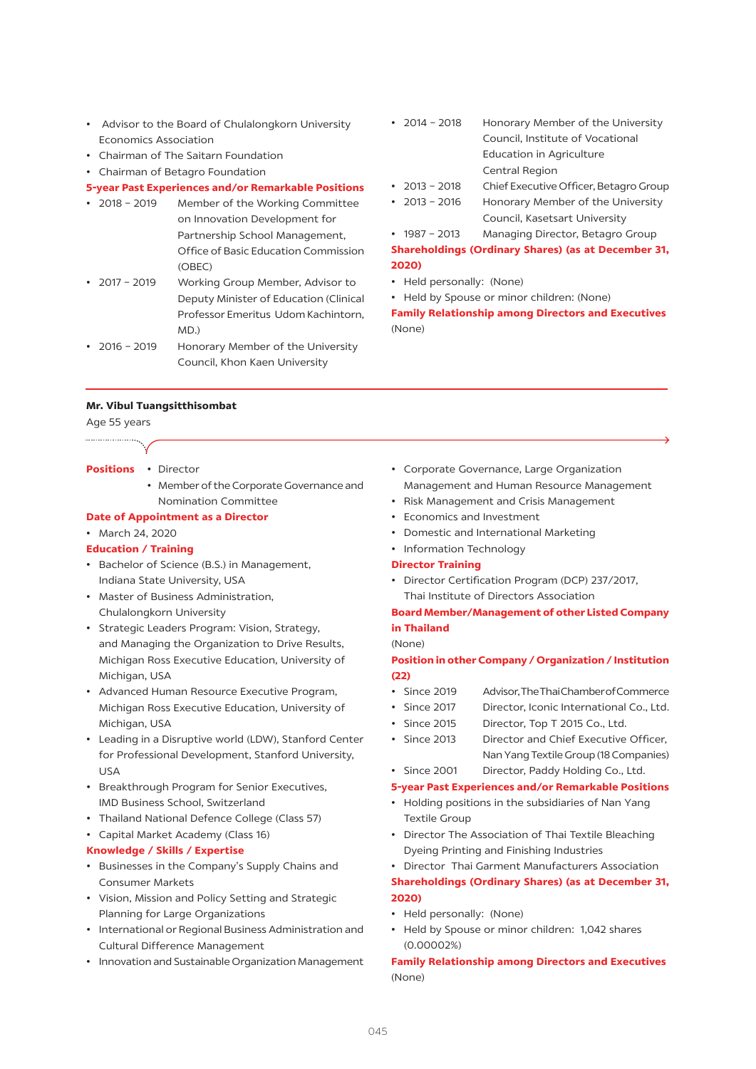- Advisor to the Board of Chulalongkorn University Economics Association
- Chairman of The Saitarn Foundation
- Chairman of Betagro Foundation

**5-year Past Experiences and/or Remarkable Positions**

- 2018 – 2019 Member of the Working Committee on Innovation Development for Partnership School Management, Office of Basic Education Commission (OBEC)
- 2017 – 2019 Working Group Member, Advisor to Deputy Minister of Education (Clinical Professor Emeritus Udom Kachintorn, MD.)
- 2016 – 2019 Honorary Member of the University Council, Khon Kaen University
- 2014 – 2018 Honorary Member of the University Council, Institute of Vocational Education in Agriculture Central Region
- 2013 – 2018 Chief Executive Officer, Betagro Group
- 2013 – 2016 Honorary Member of the University Council, Kasetsart University
- 1987 – 2013 Managing Director, Betagro Group

**Shareholdings (Ordinary Shares) (as at December 31, 2020)**

- Held personally: (None)
- Held by Spouse or minor children: (None)

**Family Relationship among Directors and Executives**

(None)

---

## Mr. Vibul Tuangsitthisombat

Age 55 years

**Positions**

- Director
- Member of the Corporate Governance and Nomination Committee

**Date of Appointment as a Director**

- March 24, 2020

**Education / Training**

- Bachelor of Science (B.S.) in Management, Indiana State University, USA
- Master of Business Administration, Chulalongkorn University
- Strategic Leaders Program: Vision, Strategy, and Managing the Organization to Drive Results, Michigan Ross Executive Education, University of Michigan, USA
- Advanced Human Resource Executive Program, Michigan Ross Executive Education, University of Michigan, USA
- Leading in a Disruptive world (LDW), Stanford Center for Professional Development, Stanford University, USA
- Breakthrough Program for Senior Executives, IMD Business School, Switzerland
- Thailand National Defence College (Class 57)
- Capital Market Academy (Class 16)

**Knowledge / Skills / Expertise**

- Businesses in the Company's Supply Chains and Consumer Markets
- Vision, Mission and Policy Setting and Strategic Planning for Large Organizations
- International or Regional Business Administration and Cultural Difference Management
- Innovation and Sustainable Organization Management
- Corporate Governance, Large Organization Management and Human Resource Management
- Risk Management and Crisis Management
- Economics and Investment
- Domestic and International Marketing
- Information Technology

**Director Training**

- Director Certification Program (DCP) 237/2017, Thai Institute of Directors Association

**Board Member/Management of other Listed Company in Thailand**

(None)

**Position in other Company / Organization / Institution (22)**

- Since 2019 Advisor, The Thai Chamber of Commerce
- Since 2017 Director, Iconic International Co., Ltd.
- Since 2015 Director, Top T 2015 Co., Ltd.
- Since 2013 Director and Chief Executive Officer, Nan Yang Textile Group (18 Companies)
- Since 2001 Director, Paddy Holding Co., Ltd.

**5-year Past Experiences and/or Remarkable Positions**

- Holding positions in the subsidiaries of Nan Yang Textile Group
- Director The Association of Thai Textile Bleaching Dyeing Printing and Finishing Industries
- Director Thai Garment Manufacturers Association

**Shareholdings (Ordinary Shares) (as at December 31, 2020)**

- Held personally: (None)
- Held by Spouse or minor children: 1,042 shares (0.00002%)

**Family Relationship among Directors and Executives**

(None)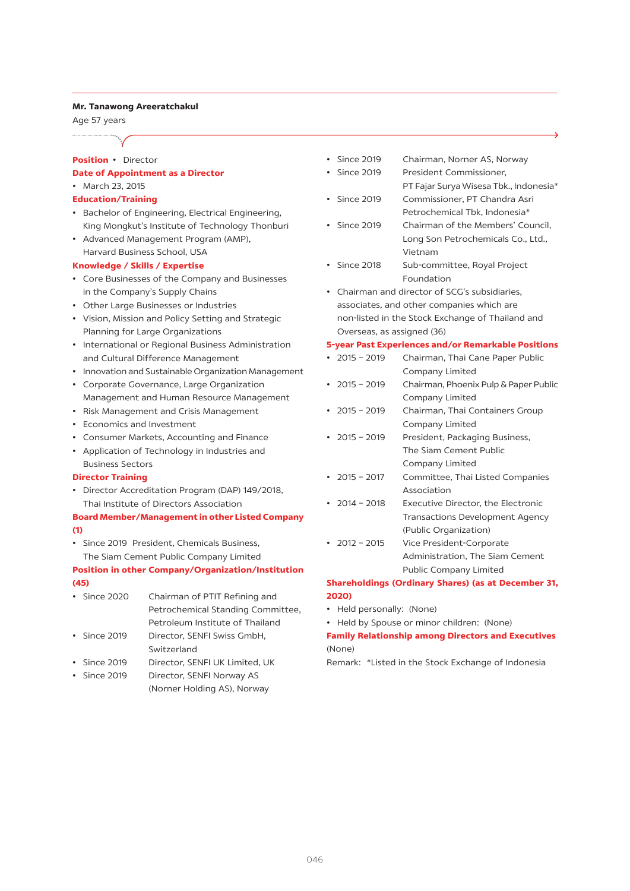**Mr. Tanawong Areeratchakul**

Age 57 years

**Position** • Director

**Date of Appointment as a Director**

- March 23, 2015

**Education/Training**

- Bachelor of Engineering, Electrical Engineering, King Mongkut's Institute of Technology Thonburi
- Advanced Management Program (AMP), Harvard Business School, USA

**Knowledge / Skills / Expertise**

- Core Businesses of the Company and Businesses in the Company's Supply Chains
- Other Large Businesses or Industries
- Vision, Mission and Policy Setting and Strategic Planning for Large Organizations
- International or Regional Business Administration and Cultural Difference Management
- Innovation and Sustainable Organization Management
- Corporate Governance, Large Organization Management and Human Resource Management
- Risk Management and Crisis Management
- Economics and Investment
- Consumer Markets, Accounting and Finance
- Application of Technology in Industries and Business Sectors

**Director Training**

- Director Accreditation Program (DAP) 149/2018, Thai Institute of Directors Association

**Board Member/Management in other Listed Company (1)**

- Since 2019 President, Chemicals Business, The Siam Cement Public Company Limited

**Position in other Company/Organization/Institution (45)**

- Since 2020 Chairman of PTIT Refining and Petrochemical Standing Committee, Petroleum Institute of Thailand
- Since 2019 Director, SENFI Swiss GmbH, Switzerland
- Since 2019 Director, SENFI UK Limited, UK
- Since 2019 Director, SENFI Norway AS (Norner Holding AS), Norway
- Since 2019 Chairman, Norner AS, Norway
- Since 2019 President Commissioner, PT Fajar Surya Wisesa Tbk., Indonesia*
- Since 2019 Commissioner, PT Chandra Asri Petrochemical Tbk, Indonesia*
- Since 2019 Chairman of the Members' Council, Long Son Petrochemicals Co., Ltd., Vietnam
- Since 2018 Sub-committee, Royal Project Foundation
- Chairman and director of SCG's subsidiaries, associates, and other companies which are non-listed in the Stock Exchange of Thailand and Overseas, as assigned (36)

**5-year Past Experiences and/or Remarkable Positions**

- 2015 – 2019 Chairman, Thai Cane Paper Public Company Limited
- 2015 – 2019 Chairman, Phoenix Pulp & Paper Public Company Limited
- 2015 – 2019 Chairman, Thai Containers Group Company Limited
- 2015 – 2019 President, Packaging Business, The Siam Cement Public Company Limited
- 2015 – 2017 Committee, Thai Listed Companies Association
- 2014 – 2018 Executive Director, the Electronic Transactions Development Agency (Public Organization)
- 2012 – 2015 Vice President-Corporate Administration, The Siam Cement Public Company Limited

**Shareholdings (Ordinary Shares) (as at December 31, 2020)**

- Held personally: (None)
- Held by Spouse or minor children: (None)

**Family Relationship among Directors and Executives**

(None)

Remark: *Listed in the Stock Exchange of Indonesia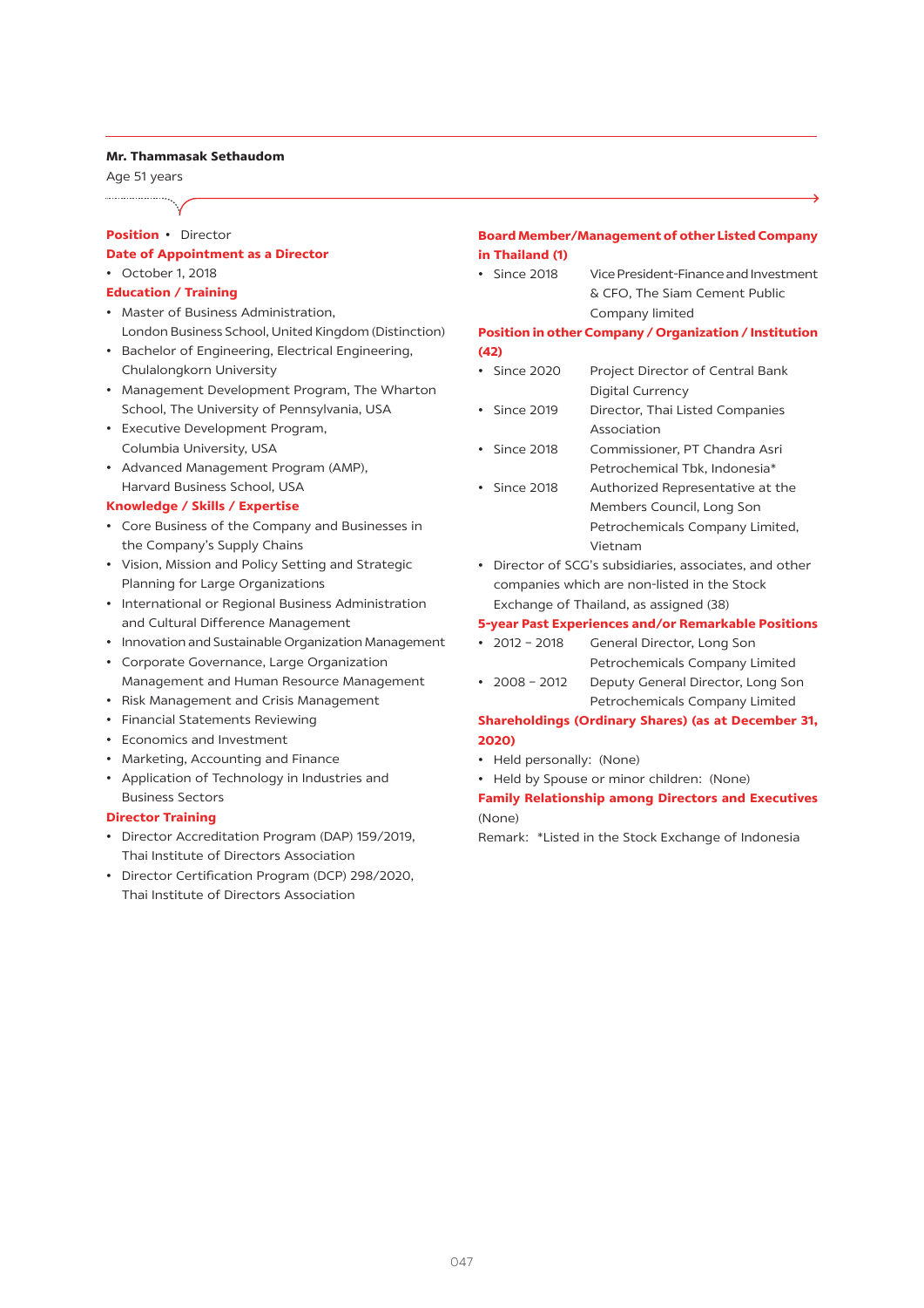**Mr. Thammasak Sethaudom**

Age 51 years

**Position** • Director

**Date of Appointment as a Director**

- October 1, 2018

**Education / Training**

- Master of Business Administration, London Business School, United Kingdom (Distinction)
- Bachelor of Engineering, Electrical Engineering, Chulalongkorn University
- Management Development Program, The Wharton School, The University of Pennsylvania, USA
- Executive Development Program, Columbia University, USA
- Advanced Management Program (AMP), Harvard Business School, USA

**Knowledge / Skills / Expertise**

- Core Business of the Company and Businesses in the Company's Supply Chains
- Vision, Mission and Policy Setting and Strategic Planning for Large Organizations
- International or Regional Business Administration and Cultural Difference Management
- Innovation and Sustainable Organization Management
- Corporate Governance, Large Organization Management and Human Resource Management
- Risk Management and Crisis Management
- Financial Statements Reviewing
- Economics and Investment
- Marketing, Accounting and Finance
- Application of Technology in Industries and Business Sectors

**Director Training**

- Director Accreditation Program (DAP) 159/2019, Thai Institute of Directors Association
- Director Certification Program (DCP) 298/2020, Thai Institute of Directors Association

**Board Member/Management of other Listed Company in Thailand (1)**

- Since 2018 Vice President-Finance and Investment & CFO, The Siam Cement Public Company limited

**Position in other Company / Organization / Institution (42)**

- Since 2020 Project Director of Central Bank Digital Currency
- Since 2019 Director, Thai Listed Companies Association
- Since 2018 Commissioner, PT Chandra Asri Petrochemical Tbk, Indonesia*
- Since 2018 Authorized Representative at the Members Council, Long Son Petrochemicals Company Limited, Vietnam
- Director of SCG's subsidiaries, associates, and other companies which are non-listed in the Stock Exchange of Thailand, as assigned (38)

**5-year Past Experiences and/or Remarkable Positions**

- 2012 – 2018 General Director, Long Son Petrochemicals Company Limited
- 2008 – 2012 Deputy General Director, Long Son Petrochemicals Company Limited

**Shareholdings (Ordinary Shares) (as at December 31, 2020)**

- Held personally: (None)
- Held by Spouse or minor children: (None)

**Family Relationship among Directors and Executives**

(None)

Remark: *Listed in the Stock Exchange of Indonesia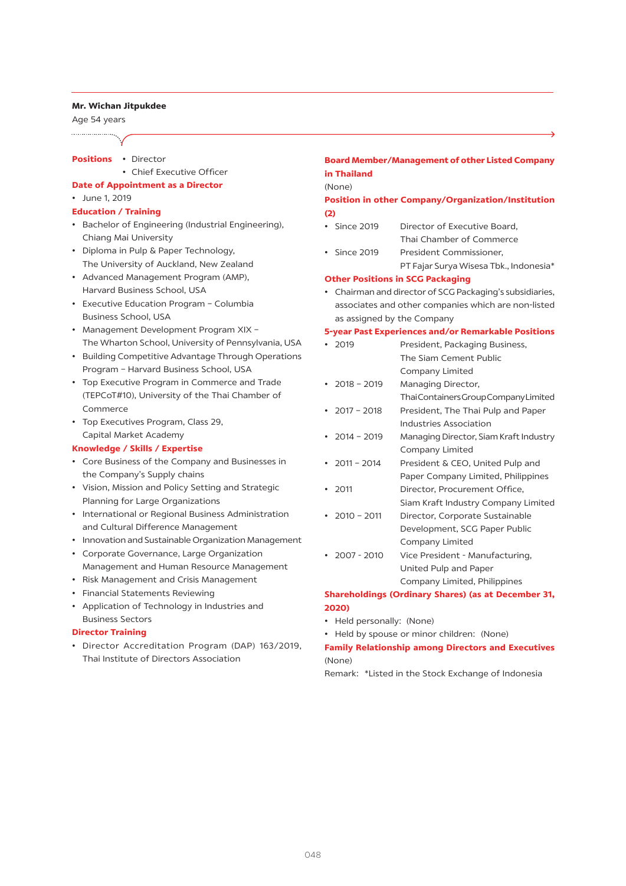**Mr. Wichan Jitpukdee**

Age 54 years

**Positions**
- Director
- Chief Executive Officer

**Date of Appointment as a Director**
- June 1, 2019

**Education / Training**
- Bachelor of Engineering (Industrial Engineering), Chiang Mai University
- Diploma in Pulp & Paper Technology, The University of Auckland, New Zealand
- Advanced Management Program (AMP), Harvard Business School, USA
- Executive Education Program – Columbia Business School, USA
- Management Development Program XIX – The Wharton School, University of Pennsylvania, USA
- Building Competitive Advantage Through Operations Program – Harvard Business School, USA
- Top Executive Program in Commerce and Trade (TEPCoT#10), University of the Thai Chamber of Commerce
- Top Executives Program, Class 29, Capital Market Academy

**Knowledge / Skills / Expertise**
- Core Business of the Company and Businesses in the Company's Supply chains
- Vision, Mission and Policy Setting and Strategic Planning for Large Organizations
- International or Regional Business Administration and Cultural Difference Management
- Innovation and Sustainable Organization Management
- Corporate Governance, Large Organization Management and Human Resource Management
- Risk Management and Crisis Management
- Financial Statements Reviewing
- Application of Technology in Industries and Business Sectors

**Director Training**
- Director Accreditation Program (DAP) 163/2019, Thai Institute of Directors Association

**Board Member/Management of other Listed Company in Thailand**

(None)

**Position in other Company/Organization/Institution (2)**
- Since 2019 Director of Executive Board, Thai Chamber of Commerce
- Since 2019 President Commissioner, PT Fajar Surya Wisesa Tbk., Indonesia*

**Other Positions in SCG Packaging**
- Chairman and director of SCG Packaging's subsidiaries, associates and other companies which are non-listed as assigned by the Company

**5-year Past Experiences and/or Remarkable Positions**
- 2019 President, Packaging Business, The Siam Cement Public Company Limited
- 2018 – 2019 Managing Director, Thai Containers Group Company Limited
- 2017 – 2018 President, The Thai Pulp and Paper Industries Association
- 2014 – 2019 Managing Director, Siam Kraft Industry Company Limited
- 2011 – 2014 President & CEO, United Pulp and Paper Company Limited, Philippines
- 2011 Director, Procurement Office, Siam Kraft Industry Company Limited
- 2010 – 2011 Director, Corporate Sustainable Development, SCG Paper Public Company Limited
- 2007 - 2010 Vice President - Manufacturing, United Pulp and Paper Company Limited, Philippines

**Shareholdings (Ordinary Shares) (as at December 31, 2020)**
- Held personally: (None)
- Held by spouse or minor children: (None)

**Family Relationship among Directors and Executives**

(None)

Remark: *Listed in the Stock Exchange of Indonesia